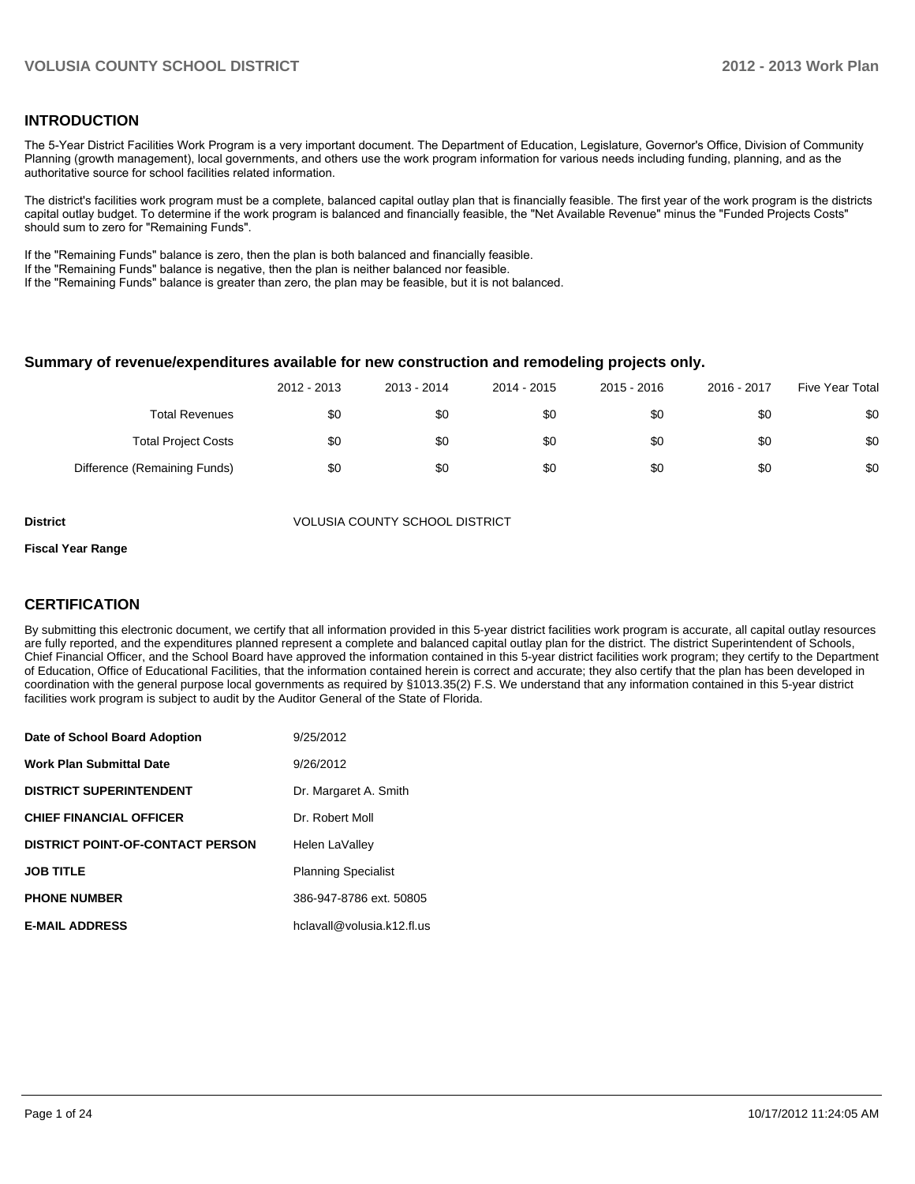## INTRODUCTION

The 5-Year District Facilities Work Program is a very important document. The Department of Education, Legislature, Governor's Office, Division of Community Planning (growth management), local governments, and others use the work program information for various needs including funding, planning, and as the authoritative source for school facilities related information.

The district's facilities work program must be a complete, balanced capital outlay plan that is financially feasible. The first year of the work program is the districts capital outlay budget. To determine if the work program is balanced and financially feasible, the "Net Available Revenue" minus the "Funded Projects Costs" should sum to zero for "Remaining Funds".

If the "Remaining Funds" balance is zero, then the plan is both balanced and financially feasible.
If the "Remaining Funds" balance is negative, then the plan is neither balanced nor feasible.
If the "Remaining Funds" balance is greater than zero, the plan may be feasible, but it is not balanced.

### Summary of revenue/expenditures available for new construction and remodeling projects only.

| | 2012 - 2013 | 2013 - 2014 | 2014 - 2015 | 2015 - 2016 | 2016 - 2017 | Five Year Total |
|---|---|---|---|---|---|---|
| Total Revenues | $0 | $0 | $0 | $0 | $0 | $0 |
| Total Project Costs | $0 | $0 | $0 | $0 | $0 | $0 |
| Difference (Remaining Funds) | $0 | $0 | $0 | $0 | $0 | $0 |

**District** VOLUSIA COUNTY SCHOOL DISTRICT

**Fiscal Year Range**

## CERTIFICATION

By submitting this electronic document, we certify that all information provided in this 5-year district facilities work program is accurate, all capital outlay resources are fully reported, and the expenditures planned represent a complete and balanced capital outlay plan for the district. The district Superintendent of Schools, Chief Financial Officer, and the School Board have approved the information contained in this 5-year district facilities work program; they certify to the Department of Education, Office of Educational Facilities, that the information contained herein is correct and accurate; they also certify that the plan has been developed in coordination with the general purpose local governments as required by §1013.35(2) F.S. We understand that any information contained in this 5-year district facilities work program is subject to audit by the Auditor General of the State of Florida.

| | |
|---|---|
| **Date of School Board Adoption** | 9/25/2012 |
| **Work Plan Submittal Date** | 9/26/2012 |
| **DISTRICT SUPERINTENDENT** | Dr. Margaret A. Smith |
| **CHIEF FINANCIAL OFFICER** | Dr. Robert Moll |
| **DISTRICT POINT-OF-CONTACT PERSON** | Helen LaValley |
| **JOB TITLE** | Planning Specialist |
| **PHONE NUMBER** | 386-947-8786 ext. 50805 |
| **E-MAIL ADDRESS** | hclavall@volusia.k12.fl.us |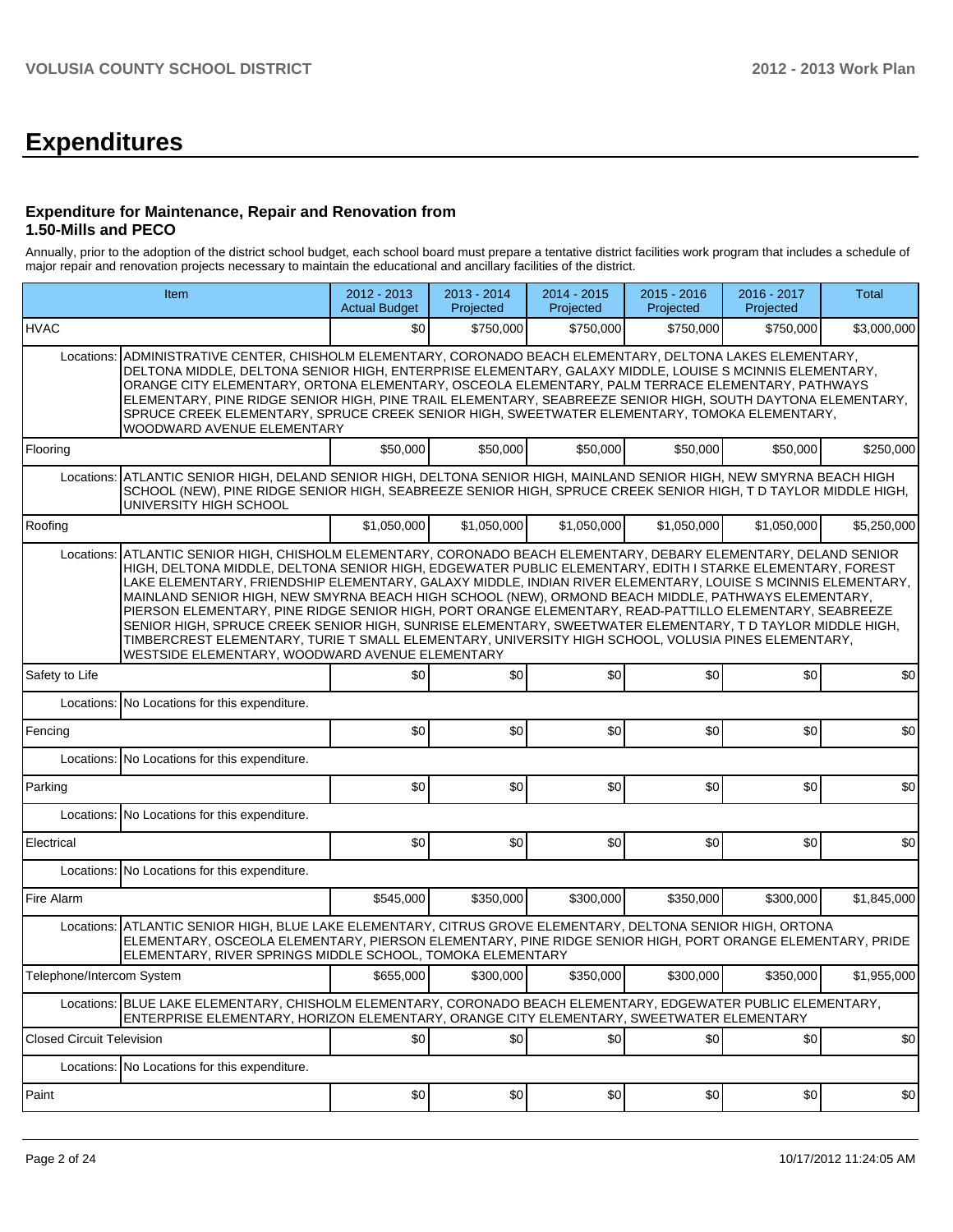# Expenditures

### Expenditure for Maintenance, Repair and Renovation from 1.50-Mills and PECO

Annually, prior to the adoption of the district school budget, each school board must prepare a tentative district facilities work program that includes a schedule of major repair and renovation projects necessary to maintain the educational and ancillary facilities of the district.

| Item | | 2012 - 2013 Actual Budget | 2013 - 2014 Projected | 2014 - 2015 Projected | 2015 - 2016 Projected | 2016 - 2017 Projected | Total |
|---|---|---|---|---|---|---|---|
| HVAC | | $0 | $750,000 | $750,000 | $750,000 | $750,000 | $3,000,000 |
| Locations: | ADMINISTRATIVE CENTER, CHISHOLM ELEMENTARY, CORONADO BEACH ELEMENTARY, DELTONA LAKES ELEMENTARY, DELTONA MIDDLE, DELTONA SENIOR HIGH, ENTERPRISE ELEMENTARY, GALAXY MIDDLE, LOUISE S MCINNIS ELEMENTARY, ORANGE CITY ELEMENTARY, ORTONA ELEMENTARY, OSCEOLA ELEMENTARY, PALM TERRACE ELEMENTARY, PATHWAYS ELEMENTARY, PINE RIDGE SENIOR HIGH, PINE TRAIL ELEMENTARY, SEABREEZE SENIOR HIGH, SOUTH DAYTONA ELEMENTARY, SPRUCE CREEK ELEMENTARY, SPRUCE CREEK SENIOR HIGH, SWEETWATER ELEMENTARY, TOMOKA ELEMENTARY, WOODWARD AVENUE ELEMENTARY | | | | | | |
| Flooring | | $50,000 | $50,000 | $50,000 | $50,000 | $50,000 | $250,000 |
| Locations: | ATLANTIC SENIOR HIGH, DELAND SENIOR HIGH, DELTONA SENIOR HIGH, MAINLAND SENIOR HIGH, NEW SMYRNA BEACH HIGH SCHOOL (NEW), PINE RIDGE SENIOR HIGH, SEABREEZE SENIOR HIGH, SPRUCE CREEK SENIOR HIGH, T D TAYLOR MIDDLE HIGH, UNIVERSITY HIGH SCHOOL | | | | | | |
| Roofing | | $1,050,000 | $1,050,000 | $1,050,000 | $1,050,000 | $1,050,000 | $5,250,000 |
| Locations: | ATLANTIC SENIOR HIGH, CHISHOLM ELEMENTARY, CORONADO BEACH ELEMENTARY, DEBARY ELEMENTARY, DELAND SENIOR HIGH, DELTONA MIDDLE, DELTONA SENIOR HIGH, EDGEWATER PUBLIC ELEMENTARY, EDITH I STARKE ELEMENTARY, FOREST LAKE ELEMENTARY, FRIENDSHIP ELEMENTARY, GALAXY MIDDLE, INDIAN RIVER ELEMENTARY, LOUISE S MCINNIS ELEMENTARY, MAINLAND SENIOR HIGH, NEW SMYRNA BEACH HIGH SCHOOL (NEW), ORMOND BEACH MIDDLE, PATHWAYS ELEMENTARY, PIERSON ELEMENTARY, PINE RIDGE SENIOR HIGH, PORT ORANGE ELEMENTARY, READ-PATTILLO ELEMENTARY, SEABREEZE SENIOR HIGH, SPRUCE CREEK SENIOR HIGH, SUNRISE ELEMENTARY, SWEETWATER ELEMENTARY, T D TAYLOR MIDDLE HIGH, TIMBERCREST ELEMENTARY, TURIE T SMALL ELEMENTARY, UNIVERSITY HIGH SCHOOL, VOLUSIA PINES ELEMENTARY, WESTSIDE ELEMENTARY, WOODWARD AVENUE ELEMENTARY | | | | | | |
| Safety to Life | | $0 | $0 | $0 | $0 | $0 | $0 |
| Locations: | No Locations for this expenditure. | | | | | | |
| Fencing | | $0 | $0 | $0 | $0 | $0 | $0 |
| Locations: | No Locations for this expenditure. | | | | | | |
| Parking | | $0 | $0 | $0 | $0 | $0 | $0 |
| Locations: | No Locations for this expenditure. | | | | | | |
| Electrical | | $0 | $0 | $0 | $0 | $0 | $0 |
| Locations: | No Locations for this expenditure. | | | | | | |
| Fire Alarm | | $545,000 | $350,000 | $300,000 | $350,000 | $300,000 | $1,845,000 |
| Locations: | ATLANTIC SENIOR HIGH, BLUE LAKE ELEMENTARY, CITRUS GROVE ELEMENTARY, DELTONA SENIOR HIGH, ORTONA ELEMENTARY, OSCEOLA ELEMENTARY, PIERSON ELEMENTARY, PINE RIDGE SENIOR HIGH, PORT ORANGE ELEMENTARY, PRIDE ELEMENTARY, RIVER SPRINGS MIDDLE SCHOOL, TOMOKA ELEMENTARY | | | | | | |
| Telephone/Intercom System | | $655,000 | $300,000 | $350,000 | $300,000 | $350,000 | $1,955,000 |
| Locations: | BLUE LAKE ELEMENTARY, CHISHOLM ELEMENTARY, CORONADO BEACH ELEMENTARY, EDGEWATER PUBLIC ELEMENTARY, ENTERPRISE ELEMENTARY, HORIZON ELEMENTARY, ORANGE CITY ELEMENTARY, SWEETWATER ELEMENTARY | | | | | | |
| Closed Circuit Television | | $0 | $0 | $0 | $0 | $0 | $0 |
| Locations: | No Locations for this expenditure. | | | | | | |
| Paint | | $0 | $0 | $0 | $0 | $0 | $0 |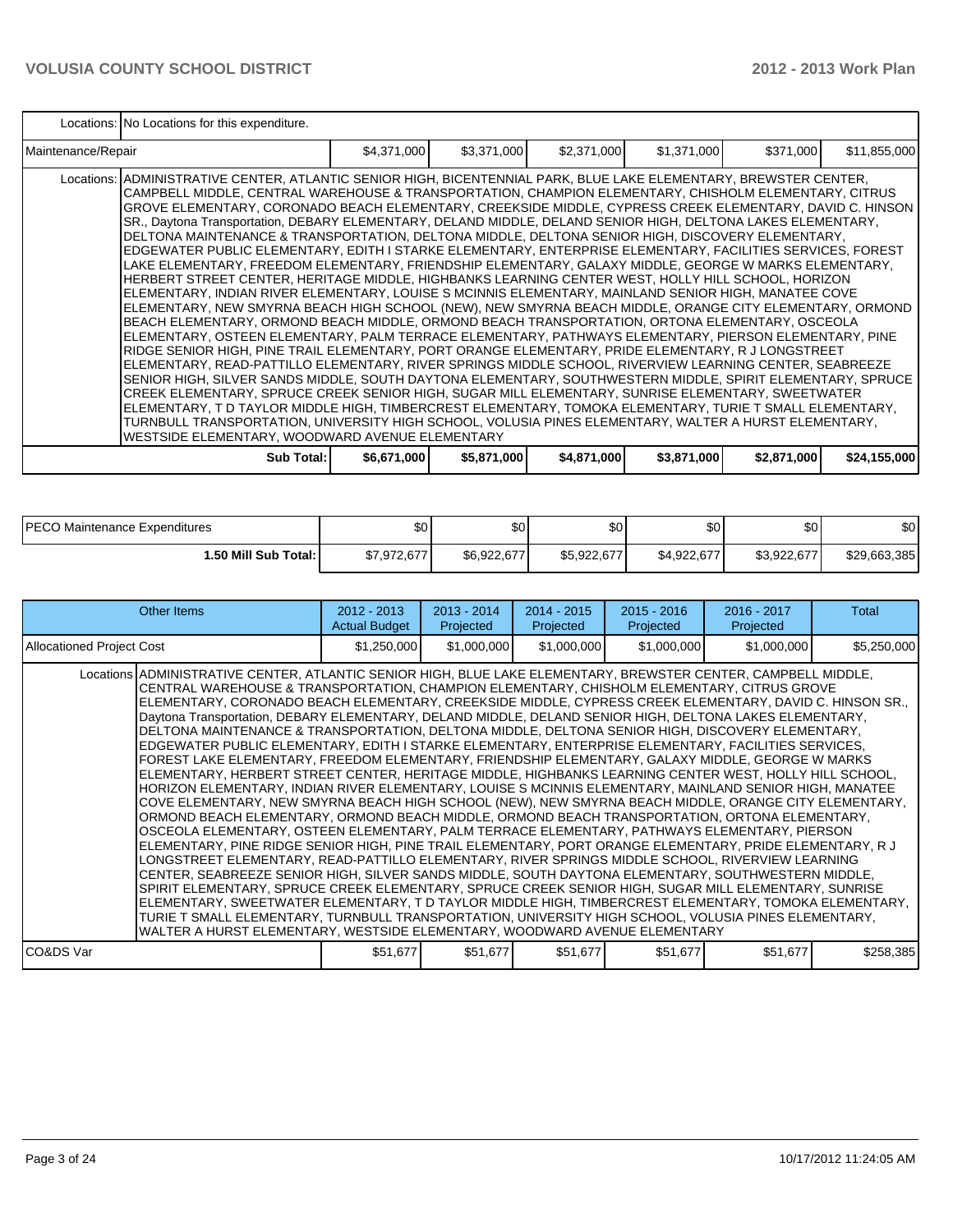| | | | | | | | |
|---|---|---|---|---|---|---|---|
| | Locations: | No Locations for this expenditure. | | | | | |
| Maintenance/Repair | | $4,371,000 | $3,371,000 | $2,371,000 | $1,371,000 | $371,000 | $11,855,000 |
| | Locations: | ADMINISTRATIVE CENTER, ATLANTIC SENIOR HIGH, BICENTENNIAL PARK, BLUE LAKE ELEMENTARY, BREWSTER CENTER, CAMPBELL MIDDLE, CENTRAL WAREHOUSE & TRANSPORTATION, CHAMPION ELEMENTARY, CHISHOLM ELEMENTARY, CITRUS GROVE ELEMENTARY, CORONADO BEACH ELEMENTARY, CREEKSIDE MIDDLE, CYPRESS CREEK ELEMENTARY, DAVID C. HINSON SR., Daytona Transportation, DEBARY ELEMENTARY, DELAND MIDDLE, DELAND SENIOR HIGH, DELTONA LAKES ELEMENTARY, DELTONA MAINTENANCE & TRANSPORTATION, DELTONA MIDDLE, DELTONA SENIOR HIGH, DISCOVERY ELEMENTARY, EDGEWATER PUBLIC ELEMENTARY, EDITH I STARKE ELEMENTARY, ENTERPRISE ELEMENTARY, FACILITIES SERVICES, FOREST LAKE ELEMENTARY, FREEDOM ELEMENTARY, FRIENDSHIP ELEMENTARY, GALAXY MIDDLE, GEORGE W MARKS ELEMENTARY, HERBERT STREET CENTER, HERITAGE MIDDLE, HIGHBANKS LEARNING CENTER WEST, HOLLY HILL SCHOOL, HORIZON ELEMENTARY, INDIAN RIVER ELEMENTARY, LOUISE S MCINNIS ELEMENTARY, MAINLAND SENIOR HIGH, MANATEE COVE ELEMENTARY, NEW SMYRNA BEACH HIGH SCHOOL (NEW), NEW SMYRNA BEACH MIDDLE, ORANGE CITY ELEMENTARY, ORMOND BEACH ELEMENTARY, ORMOND BEACH MIDDLE, ORMOND BEACH TRANSPORTATION, ORTONA ELEMENTARY, OSCEOLA ELEMENTARY, OSTEEN ELEMENTARY, PALM TERRACE ELEMENTARY, PATHWAYS ELEMENTARY, PIERSON ELEMENTARY, PINE RIDGE SENIOR HIGH, PINE TRAIL ELEMENTARY, PORT ORANGE ELEMENTARY, PRIDE ELEMENTARY, R J LONGSTREET ELEMENTARY, READ-PATTILLO ELEMENTARY, RIVER SPRINGS MIDDLE SCHOOL, RIVERVIEW LEARNING CENTER, SEABREEZE SENIOR HIGH, SILVER SANDS MIDDLE, SOUTH DAYTONA ELEMENTARY, SOUTHWESTERN MIDDLE, SPIRIT ELEMENTARY, SPRUCE CREEK ELEMENTARY, SPRUCE CREEK SENIOR HIGH, SUGAR MILL ELEMENTARY, SUNRISE ELEMENTARY, SWEETWATER ELEMENTARY, T D TAYLOR MIDDLE HIGH, TIMBERCREST ELEMENTARY, TOMOKA ELEMENTARY, TURIE T SMALL ELEMENTARY, TURNBULL TRANSPORTATION, UNIVERSITY HIGH SCHOOL, VOLUSIA PINES ELEMENTARY, WALTER A HURST ELEMENTARY, WESTSIDE ELEMENTARY, WOODWARD AVENUE ELEMENTARY | | | | | |
| | Sub Total: | $6,671,000 | $5,871,000 | $4,871,000 | $3,871,000 | $2,871,000 | $24,155,000 |

| | | | | | | |
|---|---|---|---|---|---|---|
| PECO Maintenance Expenditures | $0 | $0 | $0 | $0 | $0 | $0 |
| 1.50 Mill Sub Total: | $7,972,677 | $6,922,677 | $5,922,677 | $4,922,677 | $3,922,677 | $29,663,385 |

| Other Items | | 2012 - 2013 Actual Budget | 2013 - 2014 Projected | 2014 - 2015 Projected | 2015 - 2016 Projected | 2016 - 2017 Projected | Total |
|---|---|---|---|---|---|---|---|
| Allocationed Project Cost | | $1,250,000 | $1,000,000 | $1,000,000 | $1,000,000 | $1,000,000 | $5,250,000 |
| | Locations | ADMINISTRATIVE CENTER, ATLANTIC SENIOR HIGH, BLUE LAKE ELEMENTARY, BREWSTER CENTER, CAMPBELL MIDDLE, CENTRAL WAREHOUSE & TRANSPORTATION, CHAMPION ELEMENTARY, CHISHOLM ELEMENTARY, CITRUS GROVE ELEMENTARY, CORONADO BEACH ELEMENTARY, CREEKSIDE MIDDLE, CYPRESS CREEK ELEMENTARY, DAVID C. HINSON SR., Daytona Transportation, DEBARY ELEMENTARY, DELAND MIDDLE, DELAND SENIOR HIGH, DELTONA LAKES ELEMENTARY, DELTONA MAINTENANCE & TRANSPORTATION, DELTONA MIDDLE, DELTONA SENIOR HIGH, DISCOVERY ELEMENTARY, EDGEWATER PUBLIC ELEMENTARY, EDITH I STARKE ELEMENTARY, ENTERPRISE ELEMENTARY, FACILITIES SERVICES, FOREST LAKE ELEMENTARY, FREEDOM ELEMENTARY, FRIENDSHIP ELEMENTARY, GALAXY MIDDLE, GEORGE W MARKS ELEMENTARY, HERBERT STREET CENTER, HERITAGE MIDDLE, HIGHBANKS LEARNING CENTER WEST, HOLLY HILL SCHOOL, HORIZON ELEMENTARY, INDIAN RIVER ELEMENTARY, LOUISE S MCINNIS ELEMENTARY, MAINLAND SENIOR HIGH, MANATEE COVE ELEMENTARY, NEW SMYRNA BEACH HIGH SCHOOL (NEW), NEW SMYRNA BEACH MIDDLE, ORANGE CITY ELEMENTARY, ORMOND BEACH ELEMENTARY, ORMOND BEACH MIDDLE, ORMOND BEACH TRANSPORTATION, ORTONA ELEMENTARY, OSCEOLA ELEMENTARY, OSTEEN ELEMENTARY, PALM TERRACE ELEMENTARY, PATHWAYS ELEMENTARY, PIERSON ELEMENTARY, PINE RIDGE SENIOR HIGH, PINE TRAIL ELEMENTARY, PORT ORANGE ELEMENTARY, PRIDE ELEMENTARY, R J LONGSTREET ELEMENTARY, READ-PATTILLO ELEMENTARY, RIVER SPRINGS MIDDLE SCHOOL, RIVERVIEW LEARNING CENTER, SEABREEZE SENIOR HIGH, SILVER SANDS MIDDLE, SOUTH DAYTONA ELEMENTARY, SOUTHWESTERN MIDDLE, SPIRIT ELEMENTARY, SPRUCE CREEK ELEMENTARY, SPRUCE CREEK SENIOR HIGH, SUGAR MILL ELEMENTARY, SUNRISE ELEMENTARY, SWEETWATER ELEMENTARY, T D TAYLOR MIDDLE HIGH, TIMBERCREST ELEMENTARY, TOMOKA ELEMENTARY, TURIE T SMALL ELEMENTARY, TURNBULL TRANSPORTATION, UNIVERSITY HIGH SCHOOL, VOLUSIA PINES ELEMENTARY, WALTER A HURST ELEMENTARY, WESTSIDE ELEMENTARY, WOODWARD AVENUE ELEMENTARY | | | | | |
| CO&DS Var | | $51,677 | $51,677 | $51,677 | $51,677 | $51,677 | $258,385 |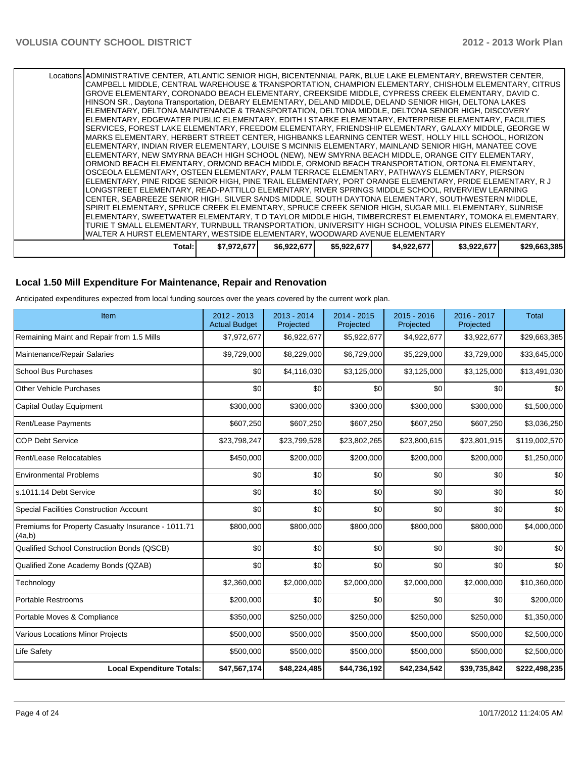| | | | | | | |
|---|---|---|---|---|---|---|
| Locations | ADMINISTRATIVE CENTER, ATLANTIC SENIOR HIGH, BICENTENNIAL PARK, BLUE LAKE ELEMENTARY, BREWSTER CENTER, CAMPBELL MIDDLE, CENTRAL WAREHOUSE & TRANSPORTATION, CHAMPION ELEMENTARY, CHISHOLM ELEMENTARY, CITRUS GROVE ELEMENTARY, CORONADO BEACH ELEMENTARY, CREEKSIDE MIDDLE, CYPRESS CREEK ELEMENTARY, DAVID C. HINSON SR., Daytona Transportation, DEBARY ELEMENTARY, DELAND MIDDLE, DELAND SENIOR HIGH, DELTONA LAKES ELEMENTARY, DELTONA MAINTENANCE & TRANSPORTATION, DELTONA MIDDLE, DELTONA SENIOR HIGH, DISCOVERY ELEMENTARY, EDGEWATER PUBLIC ELEMENTARY, EDITH I STARKE ELEMENTARY, ENTERPRISE ELEMENTARY, FACILITIES SERVICES, FOREST LAKE ELEMENTARY, FREEDOM ELEMENTARY, FRIENDSHIP ELEMENTARY, GALAXY MIDDLE, GEORGE W MARKS ELEMENTARY, HERBERT STREET CENTER, HIGHBANKS LEARNING CENTER WEST, HOLLY HILL SCHOOL, HORIZON ELEMENTARY, INDIAN RIVER ELEMENTARY, LOUISE S MCINNIS ELEMENTARY, MAINLAND SENIOR HIGH, MANATEE COVE ELEMENTARY, NEW SMYRNA BEACH HIGH SCHOOL (NEW), NEW SMYRNA BEACH MIDDLE, ORANGE CITY ELEMENTARY, ORMOND BEACH ELEMENTARY, ORMOND BEACH MIDDLE, ORMOND BEACH TRANSPORTATION, ORTONA ELEMENTARY, OSCEOLA ELEMENTARY, OSTEEN ELEMENTARY, PALM TERRACE ELEMENTARY, PATHWAYS ELEMENTARY, PIERSON ELEMENTARY, PINE RIDGE SENIOR HIGH, PINE TRAIL ELEMENTARY, PORT ORANGE ELEMENTARY, PRIDE ELEMENTARY, R J LONGSTREET ELEMENTARY, READ-PATTILLO ELEMENTARY, RIVER SPRINGS MIDDLE SCHOOL, RIVERVIEW LEARNING CENTER, SEABREEZE SENIOR HIGH, SILVER SANDS MIDDLE, SOUTH DAYTONA ELEMENTARY, SOUTHWESTERN MIDDLE, SPIRIT ELEMENTARY, SPRUCE CREEK ELEMENTARY, SPRUCE CREEK SENIOR HIGH, SUGAR MILL ELEMENTARY, SUNRISE ELEMENTARY, SWEETWATER ELEMENTARY, T D TAYLOR MIDDLE HIGH, TIMBERCREST ELEMENTARY, TOMOKA ELEMENTARY, TURIE T SMALL ELEMENTARY, TURNBULL TRANSPORTATION, UNIVERSITY HIGH SCHOOL, VOLUSIA PINES ELEMENTARY, WALTER A HURST ELEMENTARY, WESTSIDE ELEMENTARY, WOODWARD AVENUE ELEMENTARY | | | | | |
| Total: | $7,972,677 | $6,922,677 | $5,922,677 | $4,922,677 | $3,922,677 | $29,663,385 |

## Local 1.50 Mill Expenditure For Maintenance, Repair and Renovation

Anticipated expenditures expected from local funding sources over the years covered by the current work plan.

| Item | 2012 - 2013 Actual Budget | 2013 - 2014 Projected | 2014 - 2015 Projected | 2015 - 2016 Projected | 2016 - 2017 Projected | Total |
|---|---|---|---|---|---|---|
| Remaining Maint and Repair from 1.5 Mills | $7,972,677 | $6,922,677 | $5,922,677 | $4,922,677 | $3,922,677 | $29,663,385 |
| Maintenance/Repair Salaries | $9,729,000 | $8,229,000 | $6,729,000 | $5,229,000 | $3,729,000 | $33,645,000 |
| School Bus Purchases | $0 | $4,116,030 | $3,125,000 | $3,125,000 | $3,125,000 | $13,491,030 |
| Other Vehicle Purchases | $0 | $0 | $0 | $0 | $0 | $0 |
| Capital Outlay Equipment | $300,000 | $300,000 | $300,000 | $300,000 | $300,000 | $1,500,000 |
| Rent/Lease Payments | $607,250 | $607,250 | $607,250 | $607,250 | $607,250 | $3,036,250 |
| COP Debt Service | $23,798,247 | $23,799,528 | $23,802,265 | $23,800,615 | $23,801,915 | $119,002,570 |
| Rent/Lease Relocatables | $450,000 | $200,000 | $200,000 | $200,000 | $200,000 | $1,250,000 |
| Environmental Problems | $0 | $0 | $0 | $0 | $0 | $0 |
| s.1011.14 Debt Service | $0 | $0 | $0 | $0 | $0 | $0 |
| Special Facilities Construction Account | $0 | $0 | $0 | $0 | $0 | $0 |
| Premiums for Property Casualty Insurance - 1011.71 (4a,b) | $800,000 | $800,000 | $800,000 | $800,000 | $800,000 | $4,000,000 |
| Qualified School Construction Bonds (QSCB) | $0 | $0 | $0 | $0 | $0 | $0 |
| Qualified Zone Academy Bonds (QZAB) | $0 | $0 | $0 | $0 | $0 | $0 |
| Technology | $2,360,000 | $2,000,000 | $2,000,000 | $2,000,000 | $2,000,000 | $10,360,000 |
| Portable Restrooms | $200,000 | $0 | $0 | $0 | $0 | $200,000 |
| Portable Moves & Compliance | $350,000 | $250,000 | $250,000 | $250,000 | $250,000 | $1,350,000 |
| Various Locations Minor Projects | $500,000 | $500,000 | $500,000 | $500,000 | $500,000 | $2,500,000 |
| Life Safety | $500,000 | $500,000 | $500,000 | $500,000 | $500,000 | $2,500,000 |
| **Local Expenditure Totals:** | **$47,567,174** | **$48,224,485** | **$44,736,192** | **$42,234,542** | **$39,735,842** | **$222,498,235** |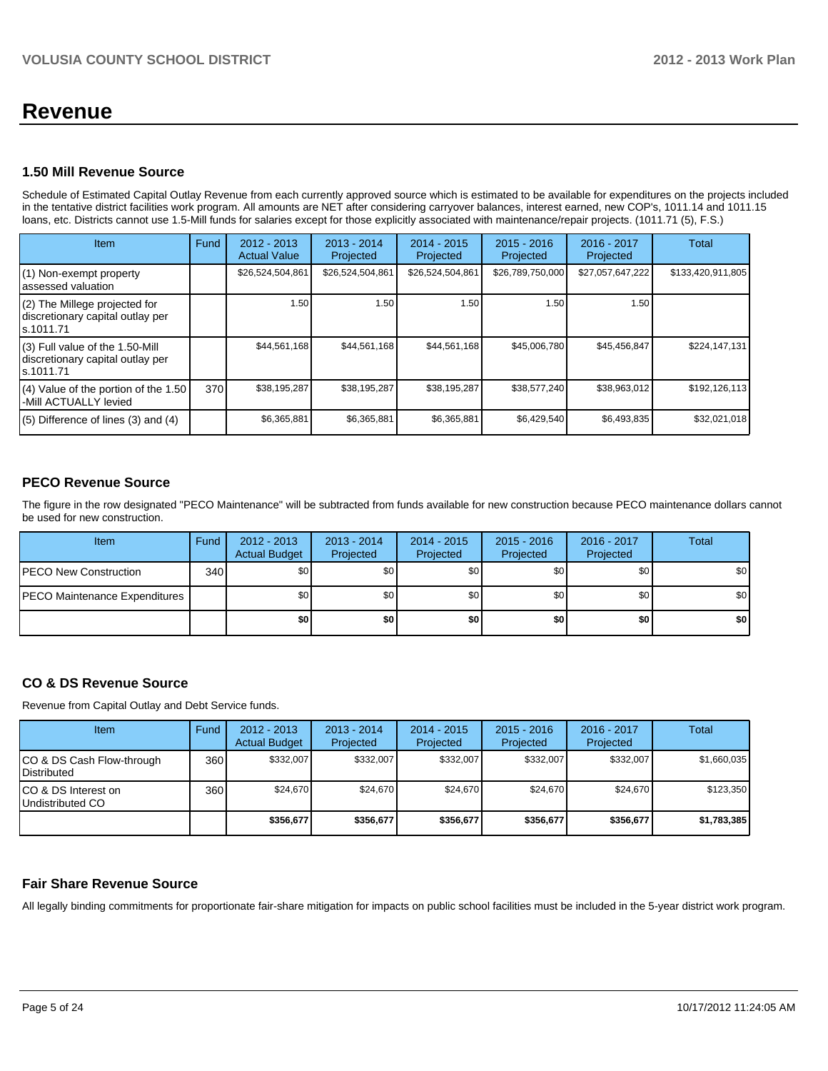# Revenue

### 1.50 Mill Revenue Source

Schedule of Estimated Capital Outlay Revenue from each currently approved source which is estimated to be available for expenditures on the projects included in the tentative district facilities work program. All amounts are NET after considering carryover balances, interest earned, new COP's, 1011.14 and 1011.15 loans, etc. Districts cannot use 1.5-Mill funds for salaries except for those explicitly associated with maintenance/repair projects. (1011.71 (5), F.S.)

| Item | Fund | 2012 - 2013 Actual Value | 2013 - 2014 Projected | 2014 - 2015 Projected | 2015 - 2016 Projected | 2016 - 2017 Projected | Total |
|---|---|---|---|---|---|---|---|
| (1) Non-exempt property assessed valuation | | $26,524,504,861 | $26,524,504,861 | $26,524,504,861 | $26,789,750,000 | $27,057,647,222 | $133,420,911,805 |
| (2) The Millege projected for discretionary capital outlay per s.1011.71 | | 1.50 | 1.50 | 1.50 | 1.50 | 1.50 | |
| (3) Full value of the 1.50-Mill discretionary capital outlay per s.1011.71 | | $44,561,168 | $44,561,168 | $44,561,168 | $45,006,780 | $45,456,847 | $224,147,131 |
| (4) Value of the portion of the 1.50 -Mill ACTUALLY levied | 370 | $38,195,287 | $38,195,287 | $38,195,287 | $38,577,240 | $38,963,012 | $192,126,113 |
| (5) Difference of lines (3) and (4) | | $6,365,881 | $6,365,881 | $6,365,881 | $6,429,540 | $6,493,835 | $32,021,018 |

### PECO Revenue Source

The figure in the row designated "PECO Maintenance" will be subtracted from funds available for new construction because PECO maintenance dollars cannot be used for new construction.

| Item | Fund | 2012 - 2013 Actual Budget | 2013 - 2014 Projected | 2014 - 2015 Projected | 2015 - 2016 Projected | 2016 - 2017 Projected | Total |
|---|---|---|---|---|---|---|---|
| PECO New Construction | 340 | $0 | $0 | $0 | $0 | $0 | $0 |
| PECO Maintenance Expenditures | | $0 | $0 | $0 | $0 | $0 | $0 |
| | | **$0** | **$0** | **$0** | **$0** | **$0** | **$0** |

### CO & DS Revenue Source

Revenue from Capital Outlay and Debt Service funds.

| Item | Fund | 2012 - 2013 Actual Budget | 2013 - 2014 Projected | 2014 - 2015 Projected | 2015 - 2016 Projected | 2016 - 2017 Projected | Total |
|---|---|---|---|---|---|---|---|
| CO & DS Cash Flow-through Distributed | 360 | $332,007 | $332,007 | $332,007 | $332,007 | $332,007 | $1,660,035 |
| CO & DS Interest on Undistributed CO | 360 | $24,670 | $24,670 | $24,670 | $24,670 | $24,670 | $123,350 |
| | | **$356,677** | **$356,677** | **$356,677** | **$356,677** | **$356,677** | **$1,783,385** |

### Fair Share Revenue Source

All legally binding commitments for proportionate fair-share mitigation for impacts on public school facilities must be included in the 5-year district work program.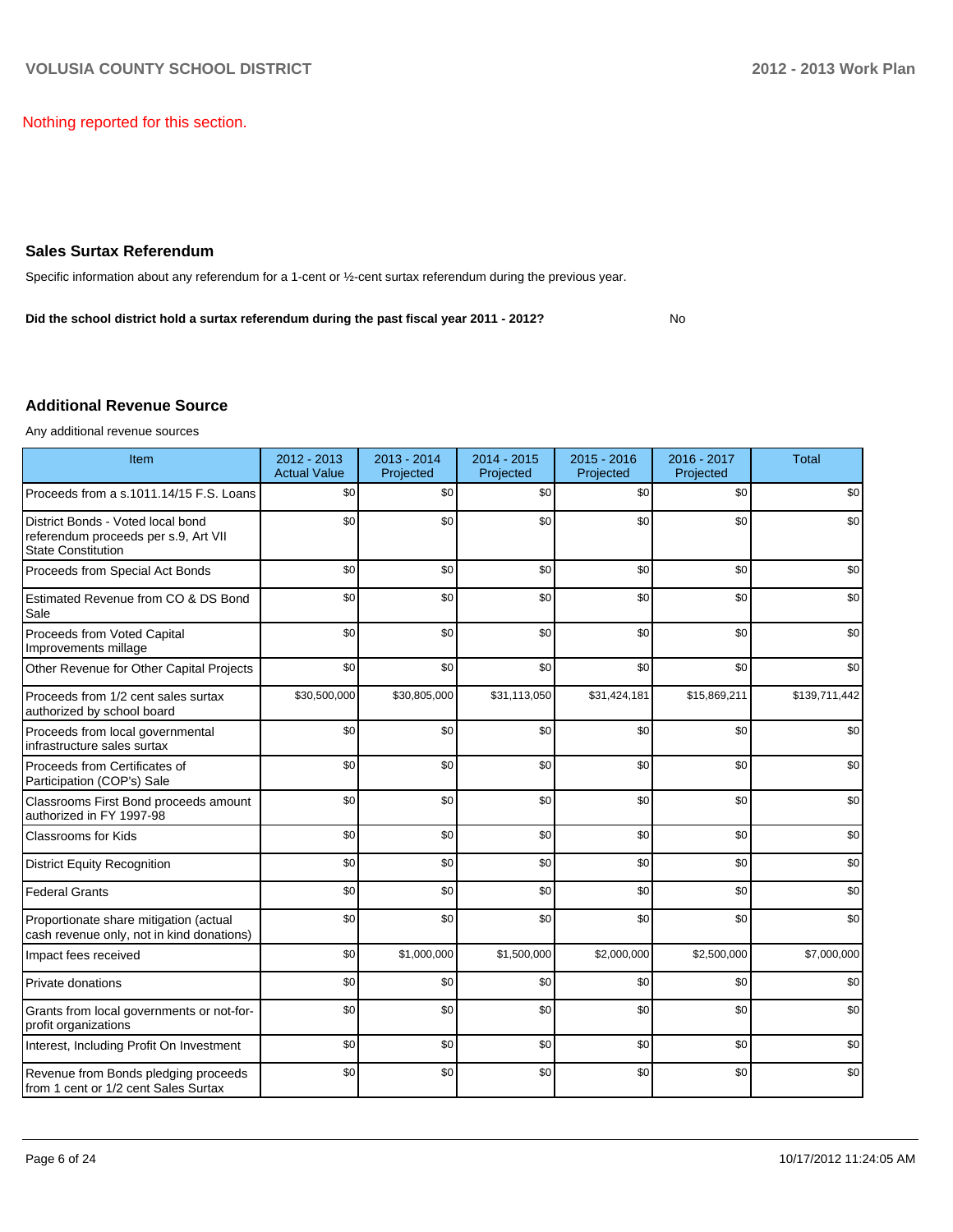Nothing reported for this section.

## Sales Surtax Referendum

Specific information about any referendum for a 1-cent or ½-cent surtax referendum during the previous year.

**Did the school district hold a surtax referendum during the past fiscal year 2011 - 2012?** No

## Additional Revenue Source

Any additional revenue sources

| Item | 2012 - 2013 Actual Value | 2013 - 2014 Projected | 2014 - 2015 Projected | 2015 - 2016 Projected | 2016 - 2017 Projected | Total |
|---|---|---|---|---|---|---|
| Proceeds from a s.1011.14/15 F.S. Loans | $0 | $0 | $0 | $0 | $0 | $0 |
| District Bonds - Voted local bond referendum proceeds per s.9, Art VII State Constitution | $0 | $0 | $0 | $0 | $0 | $0 |
| Proceeds from Special Act Bonds | $0 | $0 | $0 | $0 | $0 | $0 |
| Estimated Revenue from CO & DS Bond Sale | $0 | $0 | $0 | $0 | $0 | $0 |
| Proceeds from Voted Capital Improvements millage | $0 | $0 | $0 | $0 | $0 | $0 |
| Other Revenue for Other Capital Projects | $0 | $0 | $0 | $0 | $0 | $0 |
| Proceeds from 1/2 cent sales surtax authorized by school board | $30,500,000 | $30,805,000 | $31,113,050 | $31,424,181 | $15,869,211 | $139,711,442 |
| Proceeds from local governmental infrastructure sales surtax | $0 | $0 | $0 | $0 | $0 | $0 |
| Proceeds from Certificates of Participation (COP's) Sale | $0 | $0 | $0 | $0 | $0 | $0 |
| Classrooms First Bond proceeds amount authorized in FY 1997-98 | $0 | $0 | $0 | $0 | $0 | $0 |
| Classrooms for Kids | $0 | $0 | $0 | $0 | $0 | $0 |
| District Equity Recognition | $0 | $0 | $0 | $0 | $0 | $0 |
| Federal Grants | $0 | $0 | $0 | $0 | $0 | $0 |
| Proportionate share mitigation (actual cash revenue only, not in kind donations) | $0 | $0 | $0 | $0 | $0 | $0 |
| Impact fees received | $0 | $1,000,000 | $1,500,000 | $2,000,000 | $2,500,000 | $7,000,000 |
| Private donations | $0 | $0 | $0 | $0 | $0 | $0 |
| Grants from local governments or not-for-profit organizations | $0 | $0 | $0 | $0 | $0 | $0 |
| Interest, Including Profit On Investment | $0 | $0 | $0 | $0 | $0 | $0 |
| Revenue from Bonds pledging proceeds from 1 cent or 1/2 cent Sales Surtax | $0 | $0 | $0 | $0 | $0 | $0 |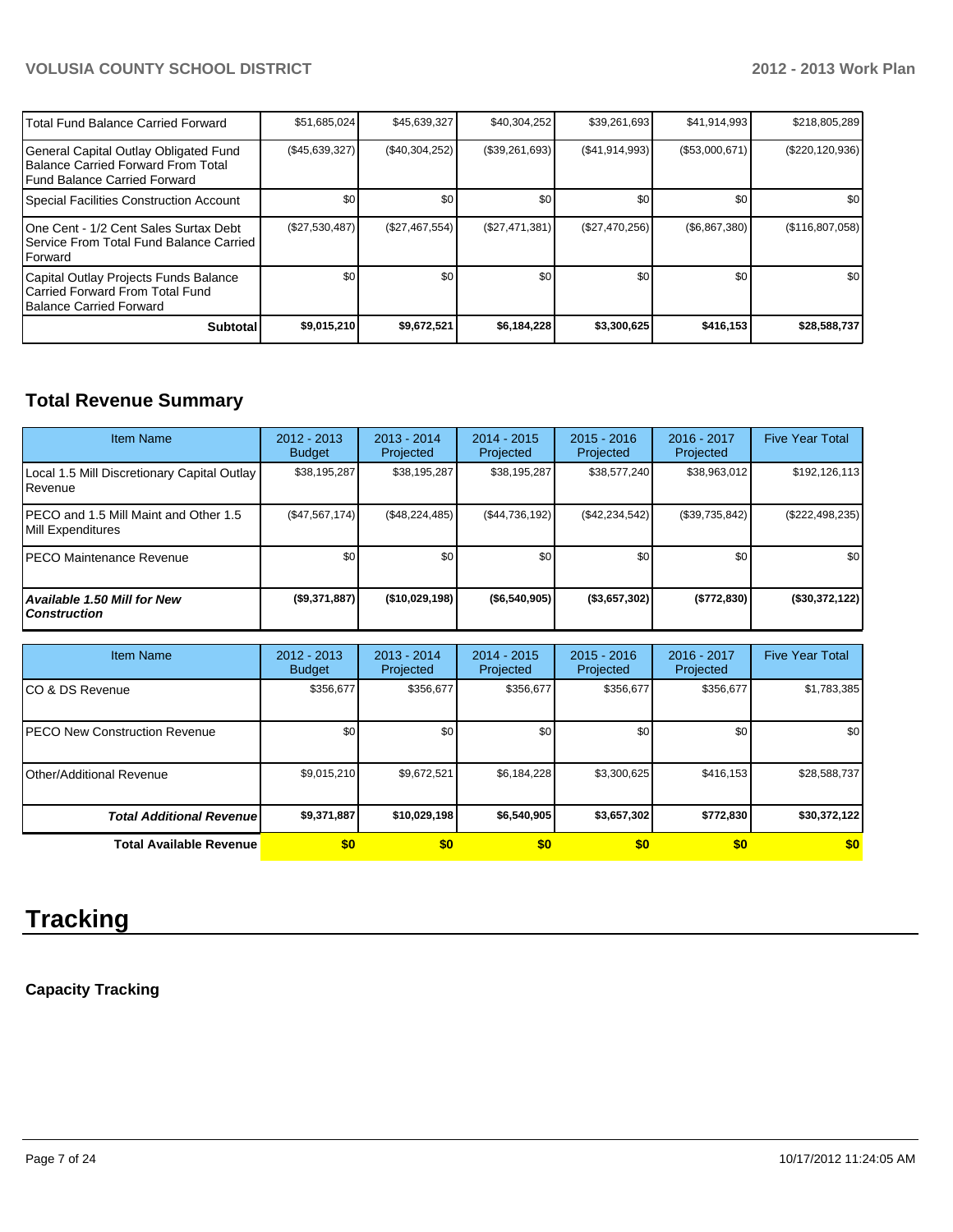| | | | | | | |
|---|---|---|---|---|---|---|
| Total Fund Balance Carried Forward | $51,685,024 | $45,639,327 | $40,304,252 | $39,261,693 | $41,914,993 | $218,805,289 |
| General Capital Outlay Obligated Fund Balance Carried Forward From Total Fund Balance Carried Forward | ($45,639,327) | ($40,304,252) | ($39,261,693) | ($41,914,993) | ($53,000,671) | ($220,120,936) |
| Special Facilities Construction Account | $0 | $0 | $0 | $0 | $0 | $0 |
| One Cent - 1/2 Cent Sales Surtax Debt Service From Total Fund Balance Carried Forward | ($27,530,487) | ($27,467,554) | ($27,471,381) | ($27,470,256) | ($6,867,380) | ($116,807,058) |
| Capital Outlay Projects Funds Balance Carried Forward From Total Fund Balance Carried Forward | $0 | $0 | $0 | $0 | $0 | $0 |
| **Subtotal** | **$9,015,210** | **$9,672,521** | **$6,184,228** | **$3,300,625** | **$416,153** | **$28,588,737** |

## Total Revenue Summary

| Item Name | 2012 - 2013 Budget | 2013 - 2014 Projected | 2014 - 2015 Projected | 2015 - 2016 Projected | 2016 - 2017 Projected | Five Year Total |
|---|---|---|---|---|---|---|
| Local 1.5 Mill Discretionary Capital Outlay Revenue | $38,195,287 | $38,195,287 | $38,195,287 | $38,577,240 | $38,963,012 | $192,126,113 |
| PECO and 1.5 Mill Maint and Other 1.5 Mill Expenditures | ($47,567,174) | ($48,224,485) | ($44,736,192) | ($42,234,542) | ($39,735,842) | ($222,498,235) |
| PECO Maintenance Revenue | $0 | $0 | $0 | $0 | $0 | $0 |
| ***Available 1.50 Mill for New Construction*** | **($9,371,887)** | **($10,029,198)** | **($6,540,905)** | **($3,657,302)** | **($772,830)** | **($30,372,122)** |

| Item Name | 2012 - 2013 Budget | 2013 - 2014 Projected | 2014 - 2015 Projected | 2015 - 2016 Projected | 2016 - 2017 Projected | Five Year Total |
|---|---|---|---|---|---|---|
| CO & DS Revenue | $356,677 | $356,677 | $356,677 | $356,677 | $356,677 | $1,783,385 |
| PECO New Construction Revenue | $0 | $0 | $0 | $0 | $0 | $0 |
| Other/Additional Revenue | $9,015,210 | $9,672,521 | $6,184,228 | $3,300,625 | $416,153 | $28,588,737 |
| ***Total Additional Revenue*** | **$9,371,887** | **$10,029,198** | **$6,540,905** | **$3,657,302** | **$772,830** | **$30,372,122** |
| **Total Available Revenue** | **$0** | **$0** | **$0** | **$0** | **$0** | **$0** |

# Tracking

### Capacity Tracking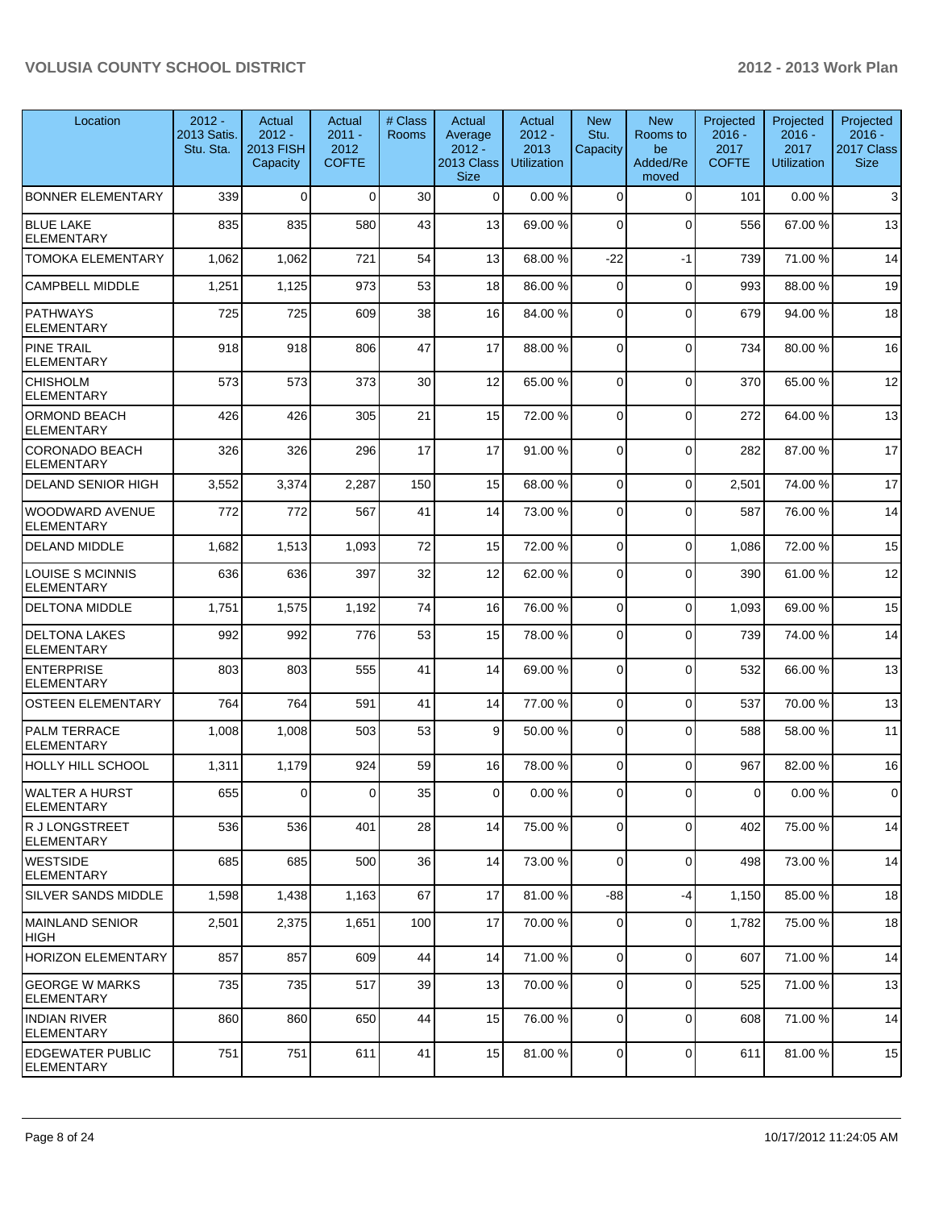| Location | 2012 - 2013 Satis. Stu. Sta. | Actual 2012 - 2013 FISH Capacity | Actual 2011 - 2012 COFTE | # Class Rooms | Actual Average 2012 - 2013 Class Size | Actual 2012 - 2013 Utilization | New Stu. Capacity | New Rooms to be Added/Removed | Projected 2016 - 2017 COFTE | Projected 2016 - 2017 Utilization | Projected 2016 - 2017 Class Size |
|---|---|---|---|---|---|---|---|---|---|---|---|
| BONNER ELEMENTARY | 339 | 0 | 0 | 30 | 0 | 0.00 % | 0 | 0 | 101 | 0.00 % | 3 |
| BLUE LAKE ELEMENTARY | 835 | 835 | 580 | 43 | 13 | 69.00 % | 0 | 0 | 556 | 67.00 % | 13 |
| TOMOKA ELEMENTARY | 1,062 | 1,062 | 721 | 54 | 13 | 68.00 % | -22 | -1 | 739 | 71.00 % | 14 |
| CAMPBELL MIDDLE | 1,251 | 1,125 | 973 | 53 | 18 | 86.00 % | 0 | 0 | 993 | 88.00 % | 19 |
| PATHWAYS ELEMENTARY | 725 | 725 | 609 | 38 | 16 | 84.00 % | 0 | 0 | 679 | 94.00 % | 18 |
| PINE TRAIL ELEMENTARY | 918 | 918 | 806 | 47 | 17 | 88.00 % | 0 | 0 | 734 | 80.00 % | 16 |
| CHISHOLM ELEMENTARY | 573 | 573 | 373 | 30 | 12 | 65.00 % | 0 | 0 | 370 | 65.00 % | 12 |
| ORMOND BEACH ELEMENTARY | 426 | 426 | 305 | 21 | 15 | 72.00 % | 0 | 0 | 272 | 64.00 % | 13 |
| CORONADO BEACH ELEMENTARY | 326 | 326 | 296 | 17 | 17 | 91.00 % | 0 | 0 | 282 | 87.00 % | 17 |
| DELAND SENIOR HIGH | 3,552 | 3,374 | 2,287 | 150 | 15 | 68.00 % | 0 | 0 | 2,501 | 74.00 % | 17 |
| WOODWARD AVENUE ELEMENTARY | 772 | 772 | 567 | 41 | 14 | 73.00 % | 0 | 0 | 587 | 76.00 % | 14 |
| DELAND MIDDLE | 1,682 | 1,513 | 1,093 | 72 | 15 | 72.00 % | 0 | 0 | 1,086 | 72.00 % | 15 |
| LOUISE S MCINNIS ELEMENTARY | 636 | 636 | 397 | 32 | 12 | 62.00 % | 0 | 0 | 390 | 61.00 % | 12 |
| DELTONA MIDDLE | 1,751 | 1,575 | 1,192 | 74 | 16 | 76.00 % | 0 | 0 | 1,093 | 69.00 % | 15 |
| DELTONA LAKES ELEMENTARY | 992 | 992 | 776 | 53 | 15 | 78.00 % | 0 | 0 | 739 | 74.00 % | 14 |
| ENTERPRISE ELEMENTARY | 803 | 803 | 555 | 41 | 14 | 69.00 % | 0 | 0 | 532 | 66.00 % | 13 |
| OSTEEN ELEMENTARY | 764 | 764 | 591 | 41 | 14 | 77.00 % | 0 | 0 | 537 | 70.00 % | 13 |
| PALM TERRACE ELEMENTARY | 1,008 | 1,008 | 503 | 53 | 9 | 50.00 % | 0 | 0 | 588 | 58.00 % | 11 |
| HOLLY HILL SCHOOL | 1,311 | 1,179 | 924 | 59 | 16 | 78.00 % | 0 | 0 | 967 | 82.00 % | 16 |
| WALTER A HURST ELEMENTARY | 655 | 0 | 0 | 35 | 0 | 0.00 % | 0 | 0 | 0 | 0.00 % | 0 |
| R J LONGSTREET ELEMENTARY | 536 | 536 | 401 | 28 | 14 | 75.00 % | 0 | 0 | 402 | 75.00 % | 14 |
| WESTSIDE ELEMENTARY | 685 | 685 | 500 | 36 | 14 | 73.00 % | 0 | 0 | 498 | 73.00 % | 14 |
| SILVER SANDS MIDDLE | 1,598 | 1,438 | 1,163 | 67 | 17 | 81.00 % | -88 | -4 | 1,150 | 85.00 % | 18 |
| MAINLAND SENIOR HIGH | 2,501 | 2,375 | 1,651 | 100 | 17 | 70.00 % | 0 | 0 | 1,782 | 75.00 % | 18 |
| HORIZON ELEMENTARY | 857 | 857 | 609 | 44 | 14 | 71.00 % | 0 | 0 | 607 | 71.00 % | 14 |
| GEORGE W MARKS ELEMENTARY | 735 | 735 | 517 | 39 | 13 | 70.00 % | 0 | 0 | 525 | 71.00 % | 13 |
| INDIAN RIVER ELEMENTARY | 860 | 860 | 650 | 44 | 15 | 76.00 % | 0 | 0 | 608 | 71.00 % | 14 |
| EDGEWATER PUBLIC ELEMENTARY | 751 | 751 | 611 | 41 | 15 | 81.00 % | 0 | 0 | 611 | 81.00 % | 15 |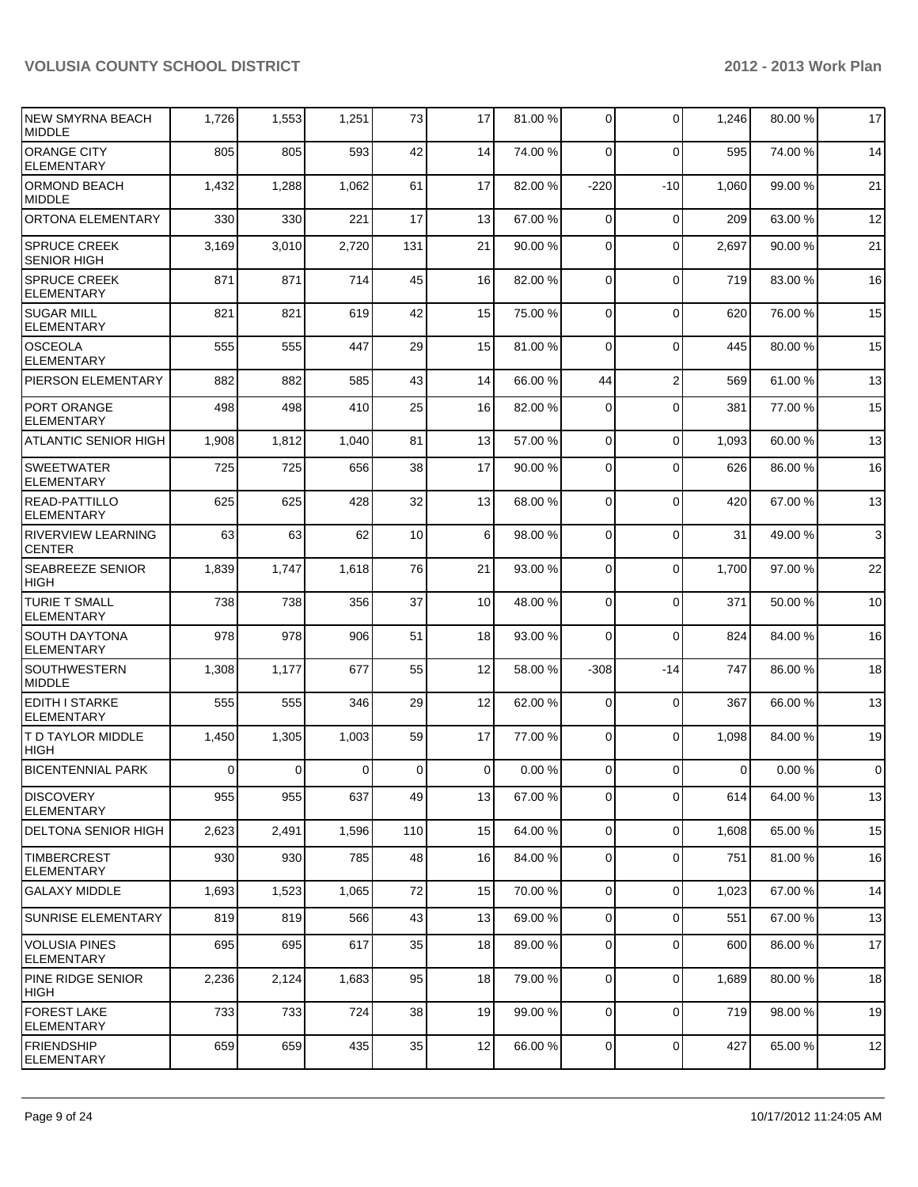| | | | | | | | | | | | |
|---|---|---|---|---|---|---|---|---|---|---|---|
| NEW SMYRNA BEACH MIDDLE | 1,726 | 1,553 | 1,251 | 73 | 17 | 81.00 % | 0 | 0 | 1,246 | 80.00 % | 17 |
| ORANGE CITY ELEMENTARY | 805 | 805 | 593 | 42 | 14 | 74.00 % | 0 | 0 | 595 | 74.00 % | 14 |
| ORMOND BEACH MIDDLE | 1,432 | 1,288 | 1,062 | 61 | 17 | 82.00 % | -220 | -10 | 1,060 | 99.00 % | 21 |
| ORTONA ELEMENTARY | 330 | 330 | 221 | 17 | 13 | 67.00 % | 0 | 0 | 209 | 63.00 % | 12 |
| SPRUCE CREEK SENIOR HIGH | 3,169 | 3,010 | 2,720 | 131 | 21 | 90.00 % | 0 | 0 | 2,697 | 90.00 % | 21 |
| SPRUCE CREEK ELEMENTARY | 871 | 871 | 714 | 45 | 16 | 82.00 % | 0 | 0 | 719 | 83.00 % | 16 |
| SUGAR MILL ELEMENTARY | 821 | 821 | 619 | 42 | 15 | 75.00 % | 0 | 0 | 620 | 76.00 % | 15 |
| OSCEOLA ELEMENTARY | 555 | 555 | 447 | 29 | 15 | 81.00 % | 0 | 0 | 445 | 80.00 % | 15 |
| PIERSON ELEMENTARY | 882 | 882 | 585 | 43 | 14 | 66.00 % | 44 | 2 | 569 | 61.00 % | 13 |
| PORT ORANGE ELEMENTARY | 498 | 498 | 410 | 25 | 16 | 82.00 % | 0 | 0 | 381 | 77.00 % | 15 |
| ATLANTIC SENIOR HIGH | 1,908 | 1,812 | 1,040 | 81 | 13 | 57.00 % | 0 | 0 | 1,093 | 60.00 % | 13 |
| SWEETWATER ELEMENTARY | 725 | 725 | 656 | 38 | 17 | 90.00 % | 0 | 0 | 626 | 86.00 % | 16 |
| READ-PATTILLO ELEMENTARY | 625 | 625 | 428 | 32 | 13 | 68.00 % | 0 | 0 | 420 | 67.00 % | 13 |
| RIVERVIEW LEARNING CENTER | 63 | 63 | 62 | 10 | 6 | 98.00 % | 0 | 0 | 31 | 49.00 % | 3 |
| SEABREEZE SENIOR HIGH | 1,839 | 1,747 | 1,618 | 76 | 21 | 93.00 % | 0 | 0 | 1,700 | 97.00 % | 22 |
| TURIE T SMALL ELEMENTARY | 738 | 738 | 356 | 37 | 10 | 48.00 % | 0 | 0 | 371 | 50.00 % | 10 |
| SOUTH DAYTONA ELEMENTARY | 978 | 978 | 906 | 51 | 18 | 93.00 % | 0 | 0 | 824 | 84.00 % | 16 |
| SOUTHWESTERN MIDDLE | 1,308 | 1,177 | 677 | 55 | 12 | 58.00 % | -308 | -14 | 747 | 86.00 % | 18 |
| EDITH I STARKE ELEMENTARY | 555 | 555 | 346 | 29 | 12 | 62.00 % | 0 | 0 | 367 | 66.00 % | 13 |
| T D TAYLOR MIDDLE HIGH | 1,450 | 1,305 | 1,003 | 59 | 17 | 77.00 % | 0 | 0 | 1,098 | 84.00 % | 19 |
| BICENTENNIAL PARK | 0 | 0 | 0 | 0 | 0 | 0.00 % | 0 | 0 | 0 | 0.00 % | 0 |
| DISCOVERY ELEMENTARY | 955 | 955 | 637 | 49 | 13 | 67.00 % | 0 | 0 | 614 | 64.00 % | 13 |
| DELTONA SENIOR HIGH | 2,623 | 2,491 | 1,596 | 110 | 15 | 64.00 % | 0 | 0 | 1,608 | 65.00 % | 15 |
| TIMBERCREST ELEMENTARY | 930 | 930 | 785 | 48 | 16 | 84.00 % | 0 | 0 | 751 | 81.00 % | 16 |
| GALAXY MIDDLE | 1,693 | 1,523 | 1,065 | 72 | 15 | 70.00 % | 0 | 0 | 1,023 | 67.00 % | 14 |
| SUNRISE ELEMENTARY | 819 | 819 | 566 | 43 | 13 | 69.00 % | 0 | 0 | 551 | 67.00 % | 13 |
| VOLUSIA PINES ELEMENTARY | 695 | 695 | 617 | 35 | 18 | 89.00 % | 0 | 0 | 600 | 86.00 % | 17 |
| PINE RIDGE SENIOR HIGH | 2,236 | 2,124 | 1,683 | 95 | 18 | 79.00 % | 0 | 0 | 1,689 | 80.00 % | 18 |
| FOREST LAKE ELEMENTARY | 733 | 733 | 724 | 38 | 19 | 99.00 % | 0 | 0 | 719 | 98.00 % | 19 |
| FRIENDSHIP ELEMENTARY | 659 | 659 | 435 | 35 | 12 | 66.00 % | 0 | 0 | 427 | 65.00 % | 12 |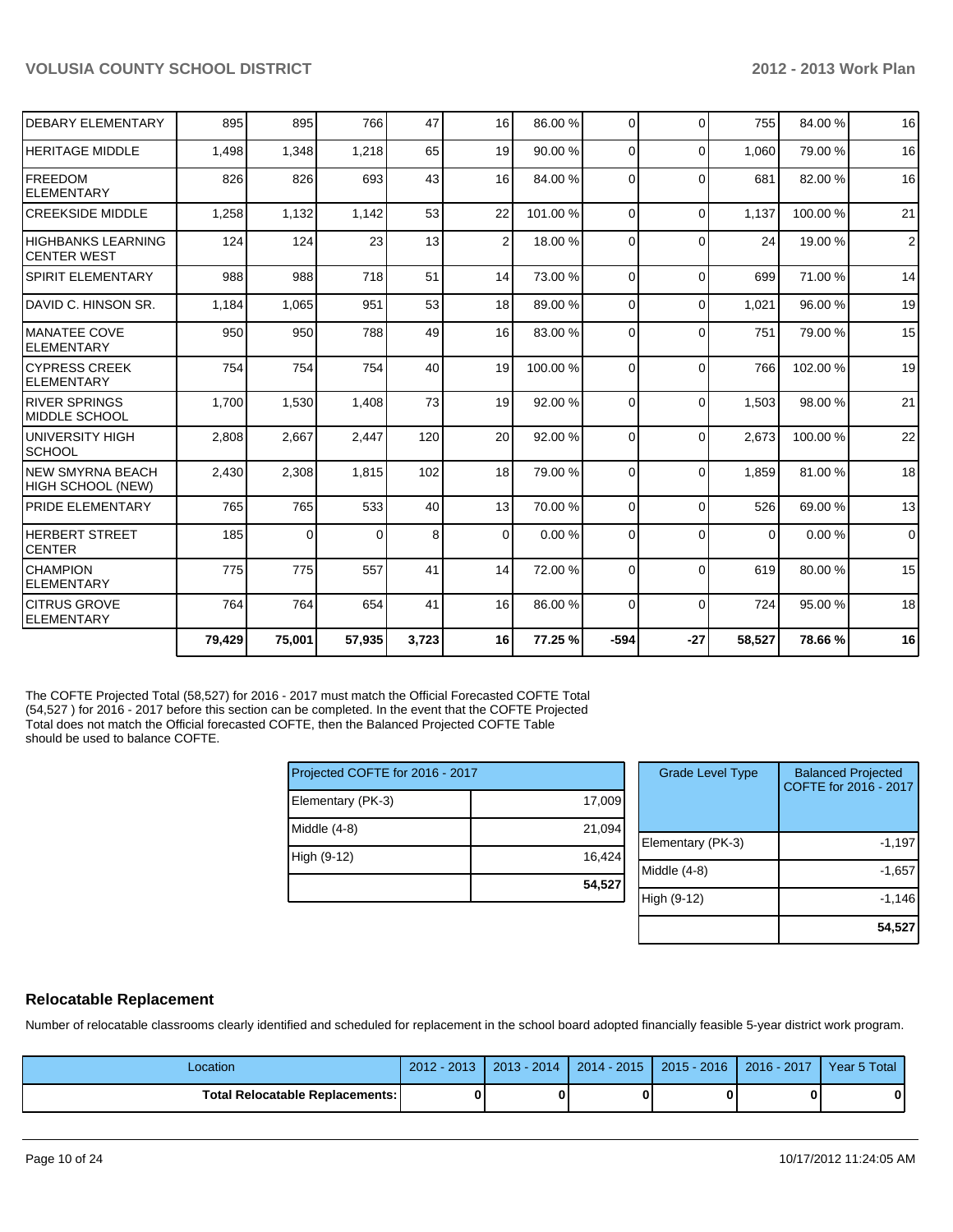| | | | | | | | | | | |
|---|---|---|---|---|---|---|---|---|---|---|
| DEBARY ELEMENTARY | 895 | 895 | 766 | 47 | 16 | 86.00 % | 0 | 0 | 755 | 84.00 % | 16 |
| HERITAGE MIDDLE | 1,498 | 1,348 | 1,218 | 65 | 19 | 90.00 % | 0 | 0 | 1,060 | 79.00 % | 16 |
| FREEDOM ELEMENTARY | 826 | 826 | 693 | 43 | 16 | 84.00 % | 0 | 0 | 681 | 82.00 % | 16 |
| CREEKSIDE MIDDLE | 1,258 | 1,132 | 1,142 | 53 | 22 | 101.00 % | 0 | 0 | 1,137 | 100.00 % | 21 |
| HIGHBANKS LEARNING CENTER WEST | 124 | 124 | 23 | 13 | 2 | 18.00 % | 0 | 0 | 24 | 19.00 % | 2 |
| SPIRIT ELEMENTARY | 988 | 988 | 718 | 51 | 14 | 73.00 % | 0 | 0 | 699 | 71.00 % | 14 |
| DAVID C. HINSON SR. | 1,184 | 1,065 | 951 | 53 | 18 | 89.00 % | 0 | 0 | 1,021 | 96.00 % | 19 |
| MANATEE COVE ELEMENTARY | 950 | 950 | 788 | 49 | 16 | 83.00 % | 0 | 0 | 751 | 79.00 % | 15 |
| CYPRESS CREEK ELEMENTARY | 754 | 754 | 754 | 40 | 19 | 100.00 % | 0 | 0 | 766 | 102.00 % | 19 |
| RIVER SPRINGS MIDDLE SCHOOL | 1,700 | 1,530 | 1,408 | 73 | 19 | 92.00 % | 0 | 0 | 1,503 | 98.00 % | 21 |
| UNIVERSITY HIGH SCHOOL | 2,808 | 2,667 | 2,447 | 120 | 20 | 92.00 % | 0 | 0 | 2,673 | 100.00 % | 22 |
| NEW SMYRNA BEACH HIGH SCHOOL (NEW) | 2,430 | 2,308 | 1,815 | 102 | 18 | 79.00 % | 0 | 0 | 1,859 | 81.00 % | 18 |
| PRIDE ELEMENTARY | 765 | 765 | 533 | 40 | 13 | 70.00 % | 0 | 0 | 526 | 69.00 % | 13 |
| HERBERT STREET CENTER | 185 | 0 | 0 | 8 | 0 | 0.00 % | 0 | 0 | 0 | 0.00 % | 0 |
| CHAMPION ELEMENTARY | 775 | 775 | 557 | 41 | 14 | 72.00 % | 0 | 0 | 619 | 80.00 % | 15 |
| CITRUS GROVE ELEMENTARY | 764 | 764 | 654 | 41 | 16 | 86.00 % | 0 | 0 | 724 | 95.00 % | 18 |
| | **79,429** | **75,001** | **57,935** | **3,723** | **16** | **77.25 %** | **-594** | **-27** | **58,527** | **78.66 %** | **16** |

The COFTE Projected Total (58,527) for 2016 - 2017 must match the Official Forecasted COFTE Total (54,527 ) for 2016 - 2017 before this section can be completed. In the event that the COFTE Projected Total does not match the Official forecasted COFTE, then the Balanced Projected COFTE Table should be used to balance COFTE.

| Projected COFTE for 2016 - 2017 | |
|---|---|
| Elementary (PK-3) | 17,009 |
| Middle (4-8) | 21,094 |
| High (9-12) | 16,424 |
| | **54,527** |

| Grade Level Type | Balanced Projected COFTE for 2016 - 2017 |
|---|---|
| Elementary (PK-3) | -1,197 |
| Middle (4-8) | -1,657 |
| High (9-12) | -1,146 |
| | **54,527** |

## Relocatable Replacement

Number of relocatable classrooms clearly identified and scheduled for replacement in the school board adopted financially feasible 5-year district work program.

| Location | 2012 - 2013 | 2013 - 2014 | 2014 - 2015 | 2015 - 2016 | 2016 - 2017 | Year 5 Total |
|---|---|---|---|---|---|---|
| **Total Relocatable Replacements:** | **0** | **0** | **0** | **0** | **0** | **0** |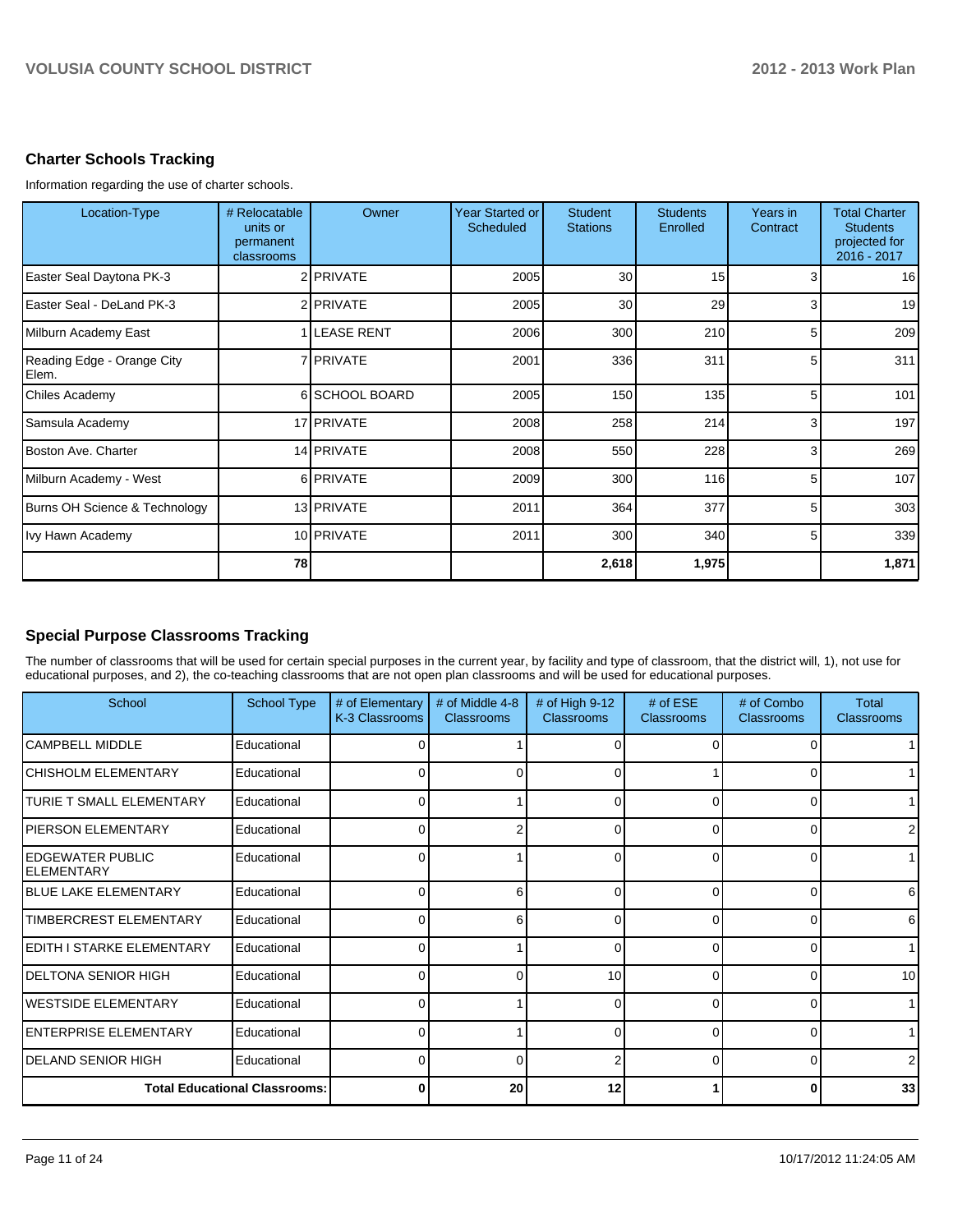## Charter Schools Tracking

Information regarding the use of charter schools.

| Location-Type | # Relocatable units or permanent classrooms | Owner | Year Started or Scheduled | Student Stations | Students Enrolled | Years in Contract | Total Charter Students projected for 2016 - 2017 |
|---|---|---|---|---|---|---|---|
| Easter Seal Daytona PK-3 | 2 | PRIVATE | 2005 | 30 | 15 | 3 | 16 |
| Easter Seal - DeLand PK-3 | 2 | PRIVATE | 2005 | 30 | 29 | 3 | 19 |
| Milburn Academy East | 1 | LEASE RENT | 2006 | 300 | 210 | 5 | 209 |
| Reading Edge - Orange City Elem. | 7 | PRIVATE | 2001 | 336 | 311 | 5 | 311 |
| Chiles Academy | 6 | SCHOOL BOARD | 2005 | 150 | 135 | 5 | 101 |
| Samsula Academy | 17 | PRIVATE | 2008 | 258 | 214 | 3 | 197 |
| Boston Ave. Charter | 14 | PRIVATE | 2008 | 550 | 228 | 3 | 269 |
| Milburn Academy - West | 6 | PRIVATE | 2009 | 300 | 116 | 5 | 107 |
| Burns OH Science & Technology | 13 | PRIVATE | 2011 | 364 | 377 | 5 | 303 |
| Ivy Hawn Academy | 10 | PRIVATE | 2011 | 300 | 340 | 5 | 339 |
| | **78** | | | **2,618** | **1,975** | | **1,871** |

## Special Purpose Classrooms Tracking

The number of classrooms that will be used for certain special purposes in the current year, by facility and type of classroom, that the district will, 1), not use for educational purposes, and 2), the co-teaching classrooms that are not open plan classrooms and will be used for educational purposes.

| School | School Type | # of Elementary K-3 Classrooms | # of Middle 4-8 Classrooms | # of High 9-12 Classrooms | # of ESE Classrooms | # of Combo Classrooms | Total Classrooms |
|---|---|---|---|---|---|---|---|
| CAMPBELL MIDDLE | Educational | 0 | 1 | 0 | 0 | 0 | 1 |
| CHISHOLM ELEMENTARY | Educational | 0 | 0 | 0 | 1 | 0 | 1 |
| TURIE T SMALL ELEMENTARY | Educational | 0 | 1 | 0 | 0 | 0 | 1 |
| PIERSON ELEMENTARY | Educational | 0 | 2 | 0 | 0 | 0 | 2 |
| EDGEWATER PUBLIC ELEMENTARY | Educational | 0 | 1 | 0 | 0 | 0 | 1 |
| BLUE LAKE ELEMENTARY | Educational | 0 | 6 | 0 | 0 | 0 | 6 |
| TIMBERCREST ELEMENTARY | Educational | 0 | 6 | 0 | 0 | 0 | 6 |
| EDITH I STARKE ELEMENTARY | Educational | 0 | 1 | 0 | 0 | 0 | 1 |
| DELTONA SENIOR HIGH | Educational | 0 | 0 | 10 | 0 | 0 | 10 |
| WESTSIDE ELEMENTARY | Educational | 0 | 1 | 0 | 0 | 0 | 1 |
| ENTERPRISE ELEMENTARY | Educational | 0 | 1 | 0 | 0 | 0 | 1 |
| DELAND SENIOR HIGH | Educational | 0 | 0 | 2 | 0 | 0 | 2 |
| **Total Educational Classrooms:** | | **0** | **20** | **12** | **1** | **0** | **33** |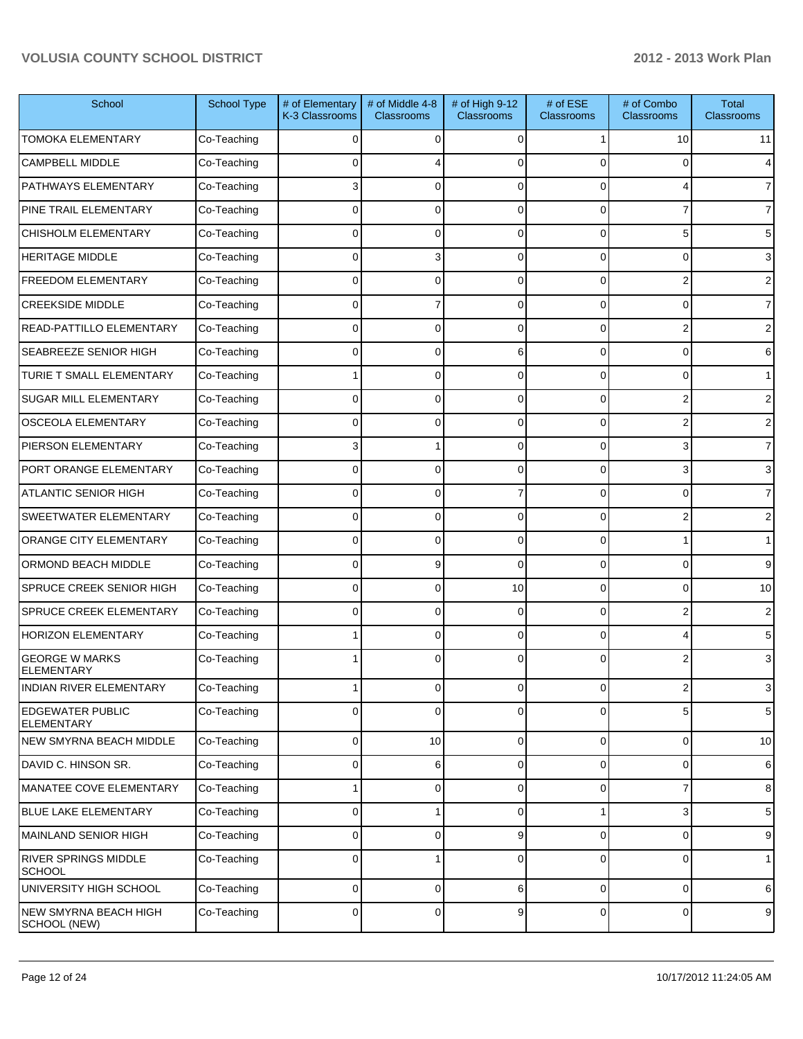| School | School Type | # of Elementary K-3 Classrooms | # of Middle 4-8 Classrooms | # of High 9-12 Classrooms | # of ESE Classrooms | # of Combo Classrooms | Total Classrooms |
|---|---|---|---|---|---|---|---|
| TOMOKA ELEMENTARY | Co-Teaching | 0 | 0 | 0 | 1 | 10 | 11 |
| CAMPBELL MIDDLE | Co-Teaching | 0 | 4 | 0 | 0 | 0 | 4 |
| PATHWAYS ELEMENTARY | Co-Teaching | 3 | 0 | 0 | 0 | 4 | 7 |
| PINE TRAIL ELEMENTARY | Co-Teaching | 0 | 0 | 0 | 0 | 7 | 7 |
| CHISHOLM ELEMENTARY | Co-Teaching | 0 | 0 | 0 | 0 | 5 | 5 |
| HERITAGE MIDDLE | Co-Teaching | 0 | 3 | 0 | 0 | 0 | 3 |
| FREEDOM ELEMENTARY | Co-Teaching | 0 | 0 | 0 | 0 | 2 | 2 |
| CREEKSIDE MIDDLE | Co-Teaching | 0 | 7 | 0 | 0 | 0 | 7 |
| READ-PATTILLO ELEMENTARY | Co-Teaching | 0 | 0 | 0 | 0 | 2 | 2 |
| SEABREEZE SENIOR HIGH | Co-Teaching | 0 | 0 | 6 | 0 | 0 | 6 |
| TURIE T SMALL ELEMENTARY | Co-Teaching | 1 | 0 | 0 | 0 | 0 | 1 |
| SUGAR MILL ELEMENTARY | Co-Teaching | 0 | 0 | 0 | 0 | 2 | 2 |
| OSCEOLA ELEMENTARY | Co-Teaching | 0 | 0 | 0 | 0 | 2 | 2 |
| PIERSON ELEMENTARY | Co-Teaching | 3 | 1 | 0 | 0 | 3 | 7 |
| PORT ORANGE ELEMENTARY | Co-Teaching | 0 | 0 | 0 | 0 | 3 | 3 |
| ATLANTIC SENIOR HIGH | Co-Teaching | 0 | 0 | 7 | 0 | 0 | 7 |
| SWEETWATER ELEMENTARY | Co-Teaching | 0 | 0 | 0 | 0 | 2 | 2 |
| ORANGE CITY ELEMENTARY | Co-Teaching | 0 | 0 | 0 | 0 | 1 | 1 |
| ORMOND BEACH MIDDLE | Co-Teaching | 0 | 9 | 0 | 0 | 0 | 9 |
| SPRUCE CREEK SENIOR HIGH | Co-Teaching | 0 | 0 | 10 | 0 | 0 | 10 |
| SPRUCE CREEK ELEMENTARY | Co-Teaching | 0 | 0 | 0 | 0 | 2 | 2 |
| HORIZON ELEMENTARY | Co-Teaching | 1 | 0 | 0 | 0 | 4 | 5 |
| GEORGE W MARKS ELEMENTARY | Co-Teaching | 1 | 0 | 0 | 0 | 2 | 3 |
| INDIAN RIVER ELEMENTARY | Co-Teaching | 1 | 0 | 0 | 0 | 2 | 3 |
| EDGEWATER PUBLIC ELEMENTARY | Co-Teaching | 0 | 0 | 0 | 0 | 5 | 5 |
| NEW SMYRNA BEACH MIDDLE | Co-Teaching | 0 | 10 | 0 | 0 | 0 | 10 |
| DAVID C. HINSON SR. | Co-Teaching | 0 | 6 | 0 | 0 | 0 | 6 |
| MANATEE COVE ELEMENTARY | Co-Teaching | 1 | 0 | 0 | 0 | 7 | 8 |
| BLUE LAKE ELEMENTARY | Co-Teaching | 0 | 1 | 0 | 1 | 3 | 5 |
| MAINLAND SENIOR HIGH | Co-Teaching | 0 | 0 | 9 | 0 | 0 | 9 |
| RIVER SPRINGS MIDDLE SCHOOL | Co-Teaching | 0 | 1 | 0 | 0 | 0 | 1 |
| UNIVERSITY HIGH SCHOOL | Co-Teaching | 0 | 0 | 6 | 0 | 0 | 6 |
| NEW SMYRNA BEACH HIGH SCHOOL (NEW) | Co-Teaching | 0 | 0 | 9 | 0 | 0 | 9 |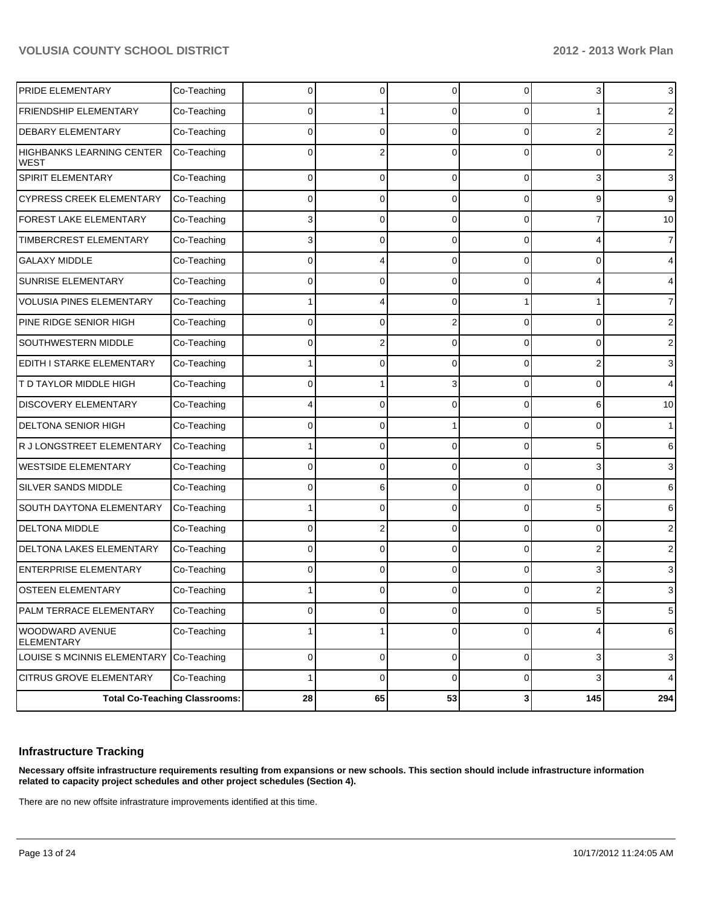| | | | | | | | |
|---|---|---|---|---|---|---|---|
| PRIDE ELEMENTARY | Co-Teaching | 0 | 0 | 0 | 0 | 3 | 3 |
| FRIENDSHIP ELEMENTARY | Co-Teaching | 0 | 1 | 0 | 0 | 1 | 2 |
| DEBARY ELEMENTARY | Co-Teaching | 0 | 0 | 0 | 0 | 2 | 2 |
| HIGHBANKS LEARNING CENTER WEST | Co-Teaching | 0 | 2 | 0 | 0 | 0 | 2 |
| SPIRIT ELEMENTARY | Co-Teaching | 0 | 0 | 0 | 0 | 3 | 3 |
| CYPRESS CREEK ELEMENTARY | Co-Teaching | 0 | 0 | 0 | 0 | 9 | 9 |
| FOREST LAKE ELEMENTARY | Co-Teaching | 3 | 0 | 0 | 0 | 7 | 10 |
| TIMBERCREST ELEMENTARY | Co-Teaching | 3 | 0 | 0 | 0 | 4 | 7 |
| GALAXY MIDDLE | Co-Teaching | 0 | 4 | 0 | 0 | 0 | 4 |
| SUNRISE ELEMENTARY | Co-Teaching | 0 | 0 | 0 | 0 | 4 | 4 |
| VOLUSIA PINES ELEMENTARY | Co-Teaching | 1 | 4 | 0 | 1 | 1 | 7 |
| PINE RIDGE SENIOR HIGH | Co-Teaching | 0 | 0 | 2 | 0 | 0 | 2 |
| SOUTHWESTERN MIDDLE | Co-Teaching | 0 | 2 | 0 | 0 | 0 | 2 |
| EDITH I STARKE ELEMENTARY | Co-Teaching | 1 | 0 | 0 | 0 | 2 | 3 |
| T D TAYLOR MIDDLE HIGH | Co-Teaching | 0 | 1 | 3 | 0 | 0 | 4 |
| DISCOVERY ELEMENTARY | Co-Teaching | 4 | 0 | 0 | 0 | 6 | 10 |
| DELTONA SENIOR HIGH | Co-Teaching | 0 | 0 | 1 | 0 | 0 | 1 |
| R J LONGSTREET ELEMENTARY | Co-Teaching | 1 | 0 | 0 | 0 | 5 | 6 |
| WESTSIDE ELEMENTARY | Co-Teaching | 0 | 0 | 0 | 0 | 3 | 3 |
| SILVER SANDS MIDDLE | Co-Teaching | 0 | 6 | 0 | 0 | 0 | 6 |
| SOUTH DAYTONA ELEMENTARY | Co-Teaching | 1 | 0 | 0 | 0 | 5 | 6 |
| DELTONA MIDDLE | Co-Teaching | 0 | 2 | 0 | 0 | 0 | 2 |
| DELTONA LAKES ELEMENTARY | Co-Teaching | 0 | 0 | 0 | 0 | 2 | 2 |
| ENTERPRISE ELEMENTARY | Co-Teaching | 0 | 0 | 0 | 0 | 3 | 3 |
| OSTEEN ELEMENTARY | Co-Teaching | 1 | 0 | 0 | 0 | 2 | 3 |
| PALM TERRACE ELEMENTARY | Co-Teaching | 0 | 0 | 0 | 0 | 5 | 5 |
| WOODWARD AVENUE ELEMENTARY | Co-Teaching | 1 | 1 | 0 | 0 | 4 | 6 |
| LOUISE S MCINNIS ELEMENTARY | Co-Teaching | 0 | 0 | 0 | 0 | 3 | 3 |
| CITRUS GROVE ELEMENTARY | Co-Teaching | 1 | 0 | 0 | 0 | 3 | 4 |
| **Total Co-Teaching Classrooms:** | | **28** | **65** | **53** | **3** | **145** | **294** |

### Infrastructure Tracking

**Necessary offsite infrastructure requirements resulting from expansions or new schools. This section should include infrastructure information related to capacity project schedules and other project schedules (Section 4).**

There are no new offsite infrastrature improvements identified at this time.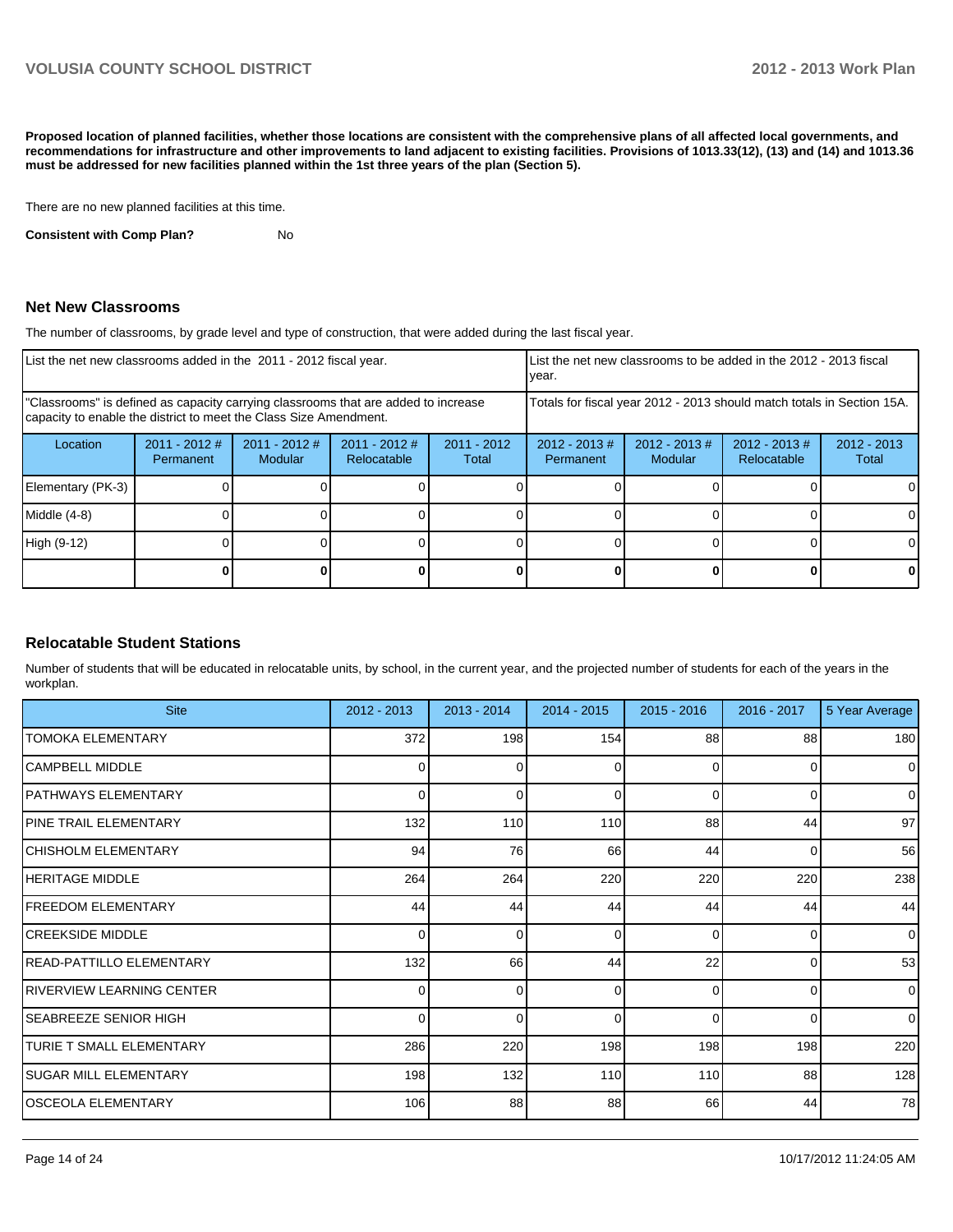**Proposed location of planned facilities, whether those locations are consistent with the comprehensive plans of all affected local governments, and recommendations for infrastructure and other improvements to land adjacent to existing facilities. Provisions of 1013.33(12), (13) and (14) and 1013.36 must be addressed for new facilities planned within the 1st three years of the plan (Section 5).**

There are no new planned facilities at this time.

**Consistent with Comp Plan?** No

## Net New Classrooms

The number of classrooms, by grade level and type of construction, that were added during the last fiscal year.

| List the net new classrooms added in the 2011 - 2012 fiscal year. | | | | | List the net new classrooms to be added in the 2012 - 2013 fiscal year. | | | |
|---|---|---|---|---|---|---|---|---|
| "Classrooms" is defined as capacity carrying classrooms that are added to increase capacity to enable the district to meet the Class Size Amendment. | | | | | Totals for fiscal year 2012 - 2013 should match totals in Section 15A. | | | |
| Location | 2011 - 2012 # Permanent | 2011 - 2012 # Modular | 2011 - 2012 # Relocatable | 2011 - 2012 Total | 2012 - 2013 # Permanent | 2012 - 2013 # Modular | 2012 - 2013 # Relocatable | 2012 - 2013 Total |
| Elementary (PK-3) | 0 | 0 | 0 | 0 | 0 | 0 | 0 | 0 |
| Middle (4-8) | 0 | 0 | 0 | 0 | 0 | 0 | 0 | 0 |
| High (9-12) | 0 | 0 | 0 | 0 | 0 | 0 | 0 | 0 |
| | **0** | **0** | **0** | **0** | **0** | **0** | **0** | **0** |

## Relocatable Student Stations

Number of students that will be educated in relocatable units, by school, in the current year, and the projected number of students for each of the years in the workplan.

| Site | 2012 - 2013 | 2013 - 2014 | 2014 - 2015 | 2015 - 2016 | 2016 - 2017 | 5 Year Average |
|---|---|---|---|---|---|---|
| TOMOKA ELEMENTARY | 372 | 198 | 154 | 88 | 88 | 180 |
| CAMPBELL MIDDLE | 0 | 0 | 0 | 0 | 0 | 0 |
| PATHWAYS ELEMENTARY | 0 | 0 | 0 | 0 | 0 | 0 |
| PINE TRAIL ELEMENTARY | 132 | 110 | 110 | 88 | 44 | 97 |
| CHISHOLM ELEMENTARY | 94 | 76 | 66 | 44 | 0 | 56 |
| HERITAGE MIDDLE | 264 | 264 | 220 | 220 | 220 | 238 |
| FREEDOM ELEMENTARY | 44 | 44 | 44 | 44 | 44 | 44 |
| CREEKSIDE MIDDLE | 0 | 0 | 0 | 0 | 0 | 0 |
| READ-PATTILLO ELEMENTARY | 132 | 66 | 44 | 22 | 0 | 53 |
| RIVERVIEW LEARNING CENTER | 0 | 0 | 0 | 0 | 0 | 0 |
| SEABREEZE SENIOR HIGH | 0 | 0 | 0 | 0 | 0 | 0 |
| TURIE T SMALL ELEMENTARY | 286 | 220 | 198 | 198 | 198 | 220 |
| SUGAR MILL ELEMENTARY | 198 | 132 | 110 | 110 | 88 | 128 |
| OSCEOLA ELEMENTARY | 106 | 88 | 88 | 66 | 44 | 78 |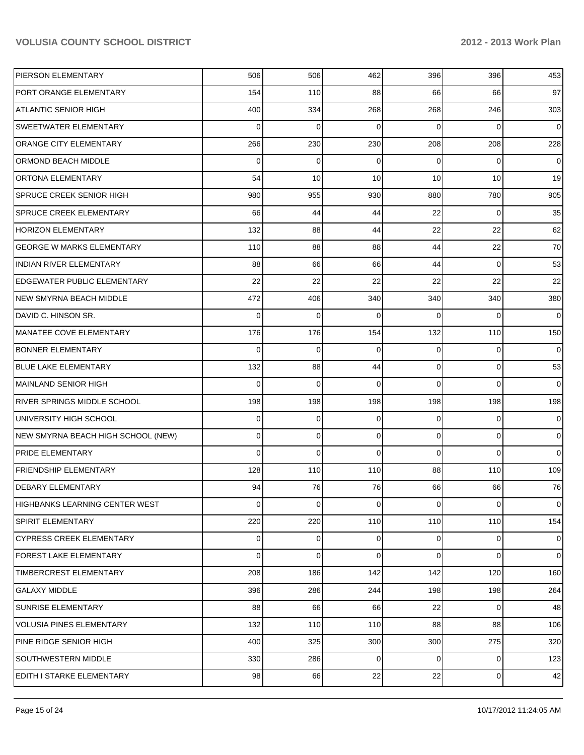| | | | | | | |
|---|---|---|---|---|---|---|
| PIERSON ELEMENTARY | 506 | 506 | 462 | 396 | 396 | 453 |
| PORT ORANGE ELEMENTARY | 154 | 110 | 88 | 66 | 66 | 97 |
| ATLANTIC SENIOR HIGH | 400 | 334 | 268 | 268 | 246 | 303 |
| SWEETWATER ELEMENTARY | 0 | 0 | 0 | 0 | 0 | 0 |
| ORANGE CITY ELEMENTARY | 266 | 230 | 230 | 208 | 208 | 228 |
| ORMOND BEACH MIDDLE | 0 | 0 | 0 | 0 | 0 | 0 |
| ORTONA ELEMENTARY | 54 | 10 | 10 | 10 | 10 | 19 |
| SPRUCE CREEK SENIOR HIGH | 980 | 955 | 930 | 880 | 780 | 905 |
| SPRUCE CREEK ELEMENTARY | 66 | 44 | 44 | 22 | 0 | 35 |
| HORIZON ELEMENTARY | 132 | 88 | 44 | 22 | 22 | 62 |
| GEORGE W MARKS ELEMENTARY | 110 | 88 | 88 | 44 | 22 | 70 |
| INDIAN RIVER ELEMENTARY | 88 | 66 | 66 | 44 | 0 | 53 |
| EDGEWATER PUBLIC ELEMENTARY | 22 | 22 | 22 | 22 | 22 | 22 |
| NEW SMYRNA BEACH MIDDLE | 472 | 406 | 340 | 340 | 340 | 380 |
| DAVID C. HINSON SR. | 0 | 0 | 0 | 0 | 0 | 0 |
| MANATEE COVE ELEMENTARY | 176 | 176 | 154 | 132 | 110 | 150 |
| BONNER ELEMENTARY | 0 | 0 | 0 | 0 | 0 | 0 |
| BLUE LAKE ELEMENTARY | 132 | 88 | 44 | 0 | 0 | 53 |
| MAINLAND SENIOR HIGH | 0 | 0 | 0 | 0 | 0 | 0 |
| RIVER SPRINGS MIDDLE SCHOOL | 198 | 198 | 198 | 198 | 198 | 198 |
| UNIVERSITY HIGH SCHOOL | 0 | 0 | 0 | 0 | 0 | 0 |
| NEW SMYRNA BEACH HIGH SCHOOL (NEW) | 0 | 0 | 0 | 0 | 0 | 0 |
| PRIDE ELEMENTARY | 0 | 0 | 0 | 0 | 0 | 0 |
| FRIENDSHIP ELEMENTARY | 128 | 110 | 110 | 88 | 110 | 109 |
| DEBARY ELEMENTARY | 94 | 76 | 76 | 66 | 66 | 76 |
| HIGHBANKS LEARNING CENTER WEST | 0 | 0 | 0 | 0 | 0 | 0 |
| SPIRIT ELEMENTARY | 220 | 220 | 110 | 110 | 110 | 154 |
| CYPRESS CREEK ELEMENTARY | 0 | 0 | 0 | 0 | 0 | 0 |
| FOREST LAKE ELEMENTARY | 0 | 0 | 0 | 0 | 0 | 0 |
| TIMBERCREST ELEMENTARY | 208 | 186 | 142 | 142 | 120 | 160 |
| GALAXY MIDDLE | 396 | 286 | 244 | 198 | 198 | 264 |
| SUNRISE ELEMENTARY | 88 | 66 | 66 | 22 | 0 | 48 |
| VOLUSIA PINES ELEMENTARY | 132 | 110 | 110 | 88 | 88 | 106 |
| PINE RIDGE SENIOR HIGH | 400 | 325 | 300 | 300 | 275 | 320 |
| SOUTHWESTERN MIDDLE | 330 | 286 | 0 | 0 | 0 | 123 |
| EDITH I STARKE ELEMENTARY | 98 | 66 | 22 | 22 | 0 | 42 |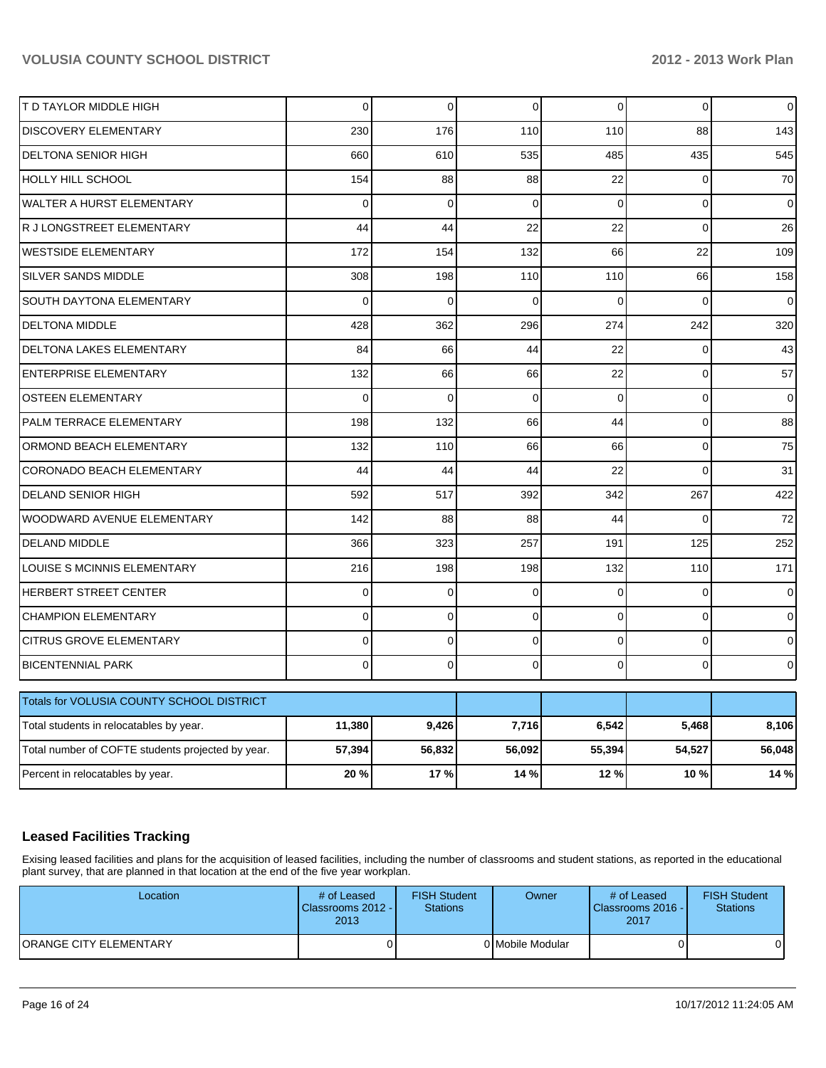| | | | | | | |
|---|---|---|---|---|---|---|
| T D TAYLOR MIDDLE HIGH | 0 | 0 | 0 | 0 | 0 | 0 |
| DISCOVERY ELEMENTARY | 230 | 176 | 110 | 110 | 88 | 143 |
| DELTONA SENIOR HIGH | 660 | 610 | 535 | 485 | 435 | 545 |
| HOLLY HILL SCHOOL | 154 | 88 | 88 | 22 | 0 | 70 |
| WALTER A HURST ELEMENTARY | 0 | 0 | 0 | 0 | 0 | 0 |
| R J LONGSTREET ELEMENTARY | 44 | 44 | 22 | 22 | 0 | 26 |
| WESTSIDE ELEMENTARY | 172 | 154 | 132 | 66 | 22 | 109 |
| SILVER SANDS MIDDLE | 308 | 198 | 110 | 110 | 66 | 158 |
| SOUTH DAYTONA ELEMENTARY | 0 | 0 | 0 | 0 | 0 | 0 |
| DELTONA MIDDLE | 428 | 362 | 296 | 274 | 242 | 320 |
| DELTONA LAKES ELEMENTARY | 84 | 66 | 44 | 22 | 0 | 43 |
| ENTERPRISE ELEMENTARY | 132 | 66 | 66 | 22 | 0 | 57 |
| OSTEEN ELEMENTARY | 0 | 0 | 0 | 0 | 0 | 0 |
| PALM TERRACE ELEMENTARY | 198 | 132 | 66 | 44 | 0 | 88 |
| ORMOND BEACH ELEMENTARY | 132 | 110 | 66 | 66 | 0 | 75 |
| CORONADO BEACH ELEMENTARY | 44 | 44 | 44 | 22 | 0 | 31 |
| DELAND SENIOR HIGH | 592 | 517 | 392 | 342 | 267 | 422 |
| WOODWARD AVENUE ELEMENTARY | 142 | 88 | 88 | 44 | 0 | 72 |
| DELAND MIDDLE | 366 | 323 | 257 | 191 | 125 | 252 |
| LOUISE S MCINNIS ELEMENTARY | 216 | 198 | 198 | 132 | 110 | 171 |
| HERBERT STREET CENTER | 0 | 0 | 0 | 0 | 0 | 0 |
| CHAMPION ELEMENTARY | 0 | 0 | 0 | 0 | 0 | 0 |
| CITRUS GROVE ELEMENTARY | 0 | 0 | 0 | 0 | 0 | 0 |
| BICENTENNIAL PARK | 0 | 0 | 0 | 0 | 0 | 0 |

| Totals for VOLUSIA COUNTY SCHOOL DISTRICT | | | | | | |
|---|---|---|---|---|---|---|
| Total students in relocatables by year. | **11,380** | **9,426** | **7,716** | **6,542** | **5,468** | **8,106** |
| Total number of COFTE students projected by year. | **57,394** | **56,832** | **56,092** | **55,394** | **54,527** | **56,048** |
| Percent in relocatables by year. | **20 %** | **17 %** | **14 %** | **12 %** | **10 %** | **14 %** |

## Leased Facilities Tracking

Exising leased facilities and plans for the acquisition of leased facilities, including the number of classrooms and student stations, as reported in the educational plant survey, that are planned in that location at the end of the five year workplan.

| Location | # of Leased Classrooms 2012 - 2013 | FISH Student Stations | Owner | # of Leased Classrooms 2016 - 2017 | FISH Student Stations |
|---|---|---|---|---|---|
| ORANGE CITY ELEMENTARY | 0 | 0 | Mobile Modular | 0 | 0 |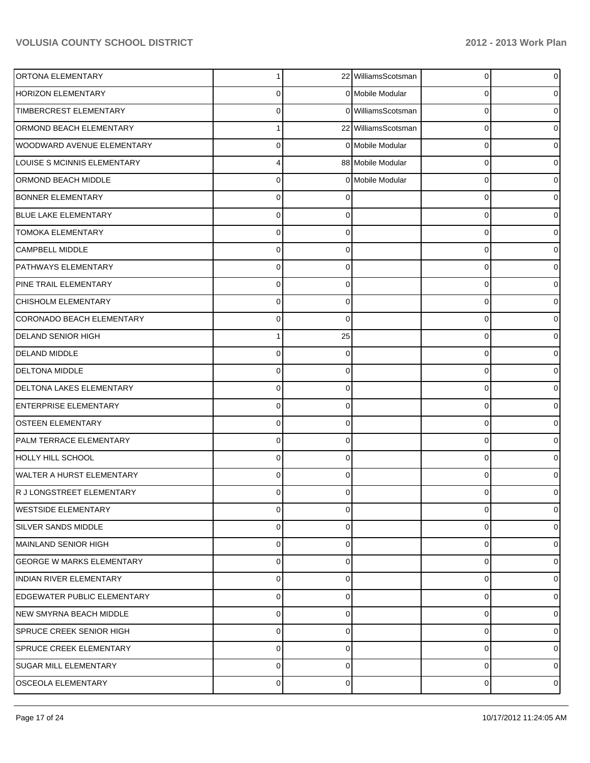| | | | | |
|---|---|---|---|---|
| ORTONA ELEMENTARY | 1 | 22 | WilliamsScotsman | 0 | 0 |
| HORIZON ELEMENTARY | 0 | 0 | Mobile Modular | 0 | 0 |
| TIMBERCREST ELEMENTARY | 0 | 0 | WilliamsScotsman | 0 | 0 |
| ORMOND BEACH ELEMENTARY | 1 | 22 | WilliamsScotsman | 0 | 0 |
| WOODWARD AVENUE ELEMENTARY | 0 | 0 | Mobile Modular | 0 | 0 |
| LOUISE S MCINNIS ELEMENTARY | 4 | 88 | Mobile Modular | 0 | 0 |
| ORMOND BEACH MIDDLE | 0 | 0 | Mobile Modular | 0 | 0 |
| BONNER ELEMENTARY | 0 | 0 | | 0 | 0 |
| BLUE LAKE ELEMENTARY | 0 | 0 | | 0 | 0 |
| TOMOKA ELEMENTARY | 0 | 0 | | 0 | 0 |
| CAMPBELL MIDDLE | 0 | 0 | | 0 | 0 |
| PATHWAYS ELEMENTARY | 0 | 0 | | 0 | 0 |
| PINE TRAIL ELEMENTARY | 0 | 0 | | 0 | 0 |
| CHISHOLM ELEMENTARY | 0 | 0 | | 0 | 0 |
| CORONADO BEACH ELEMENTARY | 0 | 0 | | 0 | 0 |
| DELAND SENIOR HIGH | 1 | 25 | | 0 | 0 |
| DELAND MIDDLE | 0 | 0 | | 0 | 0 |
| DELTONA MIDDLE | 0 | 0 | | 0 | 0 |
| DELTONA LAKES ELEMENTARY | 0 | 0 | | 0 | 0 |
| ENTERPRISE ELEMENTARY | 0 | 0 | | 0 | 0 |
| OSTEEN ELEMENTARY | 0 | 0 | | 0 | 0 |
| PALM TERRACE ELEMENTARY | 0 | 0 | | 0 | 0 |
| HOLLY HILL SCHOOL | 0 | 0 | | 0 | 0 |
| WALTER A HURST ELEMENTARY | 0 | 0 | | 0 | 0 |
| R J LONGSTREET ELEMENTARY | 0 | 0 | | 0 | 0 |
| WESTSIDE ELEMENTARY | 0 | 0 | | 0 | 0 |
| SILVER SANDS MIDDLE | 0 | 0 | | 0 | 0 |
| MAINLAND SENIOR HIGH | 0 | 0 | | 0 | 0 |
| GEORGE W MARKS ELEMENTARY | 0 | 0 | | 0 | 0 |
| INDIAN RIVER ELEMENTARY | 0 | 0 | | 0 | 0 |
| EDGEWATER PUBLIC ELEMENTARY | 0 | 0 | | 0 | 0 |
| NEW SMYRNA BEACH MIDDLE | 0 | 0 | | 0 | 0 |
| SPRUCE CREEK SENIOR HIGH | 0 | 0 | | 0 | 0 |
| SPRUCE CREEK ELEMENTARY | 0 | 0 | | 0 | 0 |
| SUGAR MILL ELEMENTARY | 0 | 0 | | 0 | 0 |
| OSCEOLA ELEMENTARY | 0 | 0 | | 0 | 0 |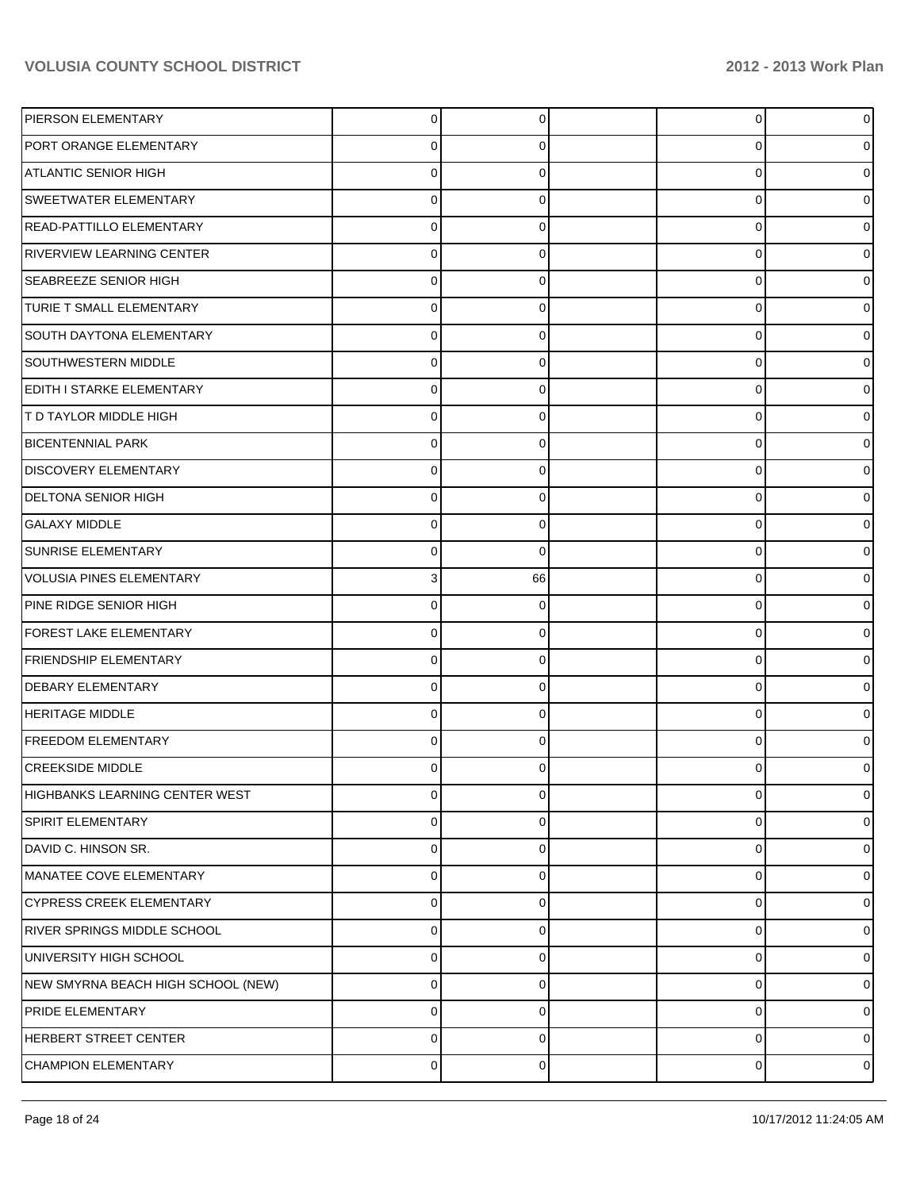| | | | | | |
|---|---|---|---|---|---|
| PIERSON ELEMENTARY | 0 | 0 | | 0 | 0 |
| PORT ORANGE ELEMENTARY | 0 | 0 | | 0 | 0 |
| ATLANTIC SENIOR HIGH | 0 | 0 | | 0 | 0 |
| SWEETWATER ELEMENTARY | 0 | 0 | | 0 | 0 |
| READ-PATTILLO ELEMENTARY | 0 | 0 | | 0 | 0 |
| RIVERVIEW LEARNING CENTER | 0 | 0 | | 0 | 0 |
| SEABREEZE SENIOR HIGH | 0 | 0 | | 0 | 0 |
| TURIE T SMALL ELEMENTARY | 0 | 0 | | 0 | 0 |
| SOUTH DAYTONA ELEMENTARY | 0 | 0 | | 0 | 0 |
| SOUTHWESTERN MIDDLE | 0 | 0 | | 0 | 0 |
| EDITH I STARKE ELEMENTARY | 0 | 0 | | 0 | 0 |
| T D TAYLOR MIDDLE HIGH | 0 | 0 | | 0 | 0 |
| BICENTENNIAL PARK | 0 | 0 | | 0 | 0 |
| DISCOVERY ELEMENTARY | 0 | 0 | | 0 | 0 |
| DELTONA SENIOR HIGH | 0 | 0 | | 0 | 0 |
| GALAXY MIDDLE | 0 | 0 | | 0 | 0 |
| SUNRISE ELEMENTARY | 0 | 0 | | 0 | 0 |
| VOLUSIA PINES ELEMENTARY | 3 | 66 | | 0 | 0 |
| PINE RIDGE SENIOR HIGH | 0 | 0 | | 0 | 0 |
| FOREST LAKE ELEMENTARY | 0 | 0 | | 0 | 0 |
| FRIENDSHIP ELEMENTARY | 0 | 0 | | 0 | 0 |
| DEBARY ELEMENTARY | 0 | 0 | | 0 | 0 |
| HERITAGE MIDDLE | 0 | 0 | | 0 | 0 |
| FREEDOM ELEMENTARY | 0 | 0 | | 0 | 0 |
| CREEKSIDE MIDDLE | 0 | 0 | | 0 | 0 |
| HIGHBANKS LEARNING CENTER WEST | 0 | 0 | | 0 | 0 |
| SPIRIT ELEMENTARY | 0 | 0 | | 0 | 0 |
| DAVID C. HINSON SR. | 0 | 0 | | 0 | 0 |
| MANATEE COVE ELEMENTARY | 0 | 0 | | 0 | 0 |
| CYPRESS CREEK ELEMENTARY | 0 | 0 | | 0 | 0 |
| RIVER SPRINGS MIDDLE SCHOOL | 0 | 0 | | 0 | 0 |
| UNIVERSITY HIGH SCHOOL | 0 | 0 | | 0 | 0 |
| NEW SMYRNA BEACH HIGH SCHOOL (NEW) | 0 | 0 | | 0 | 0 |
| PRIDE ELEMENTARY | 0 | 0 | | 0 | 0 |
| HERBERT STREET CENTER | 0 | 0 | | 0 | 0 |
| CHAMPION ELEMENTARY | 0 | 0 | | 0 | 0 |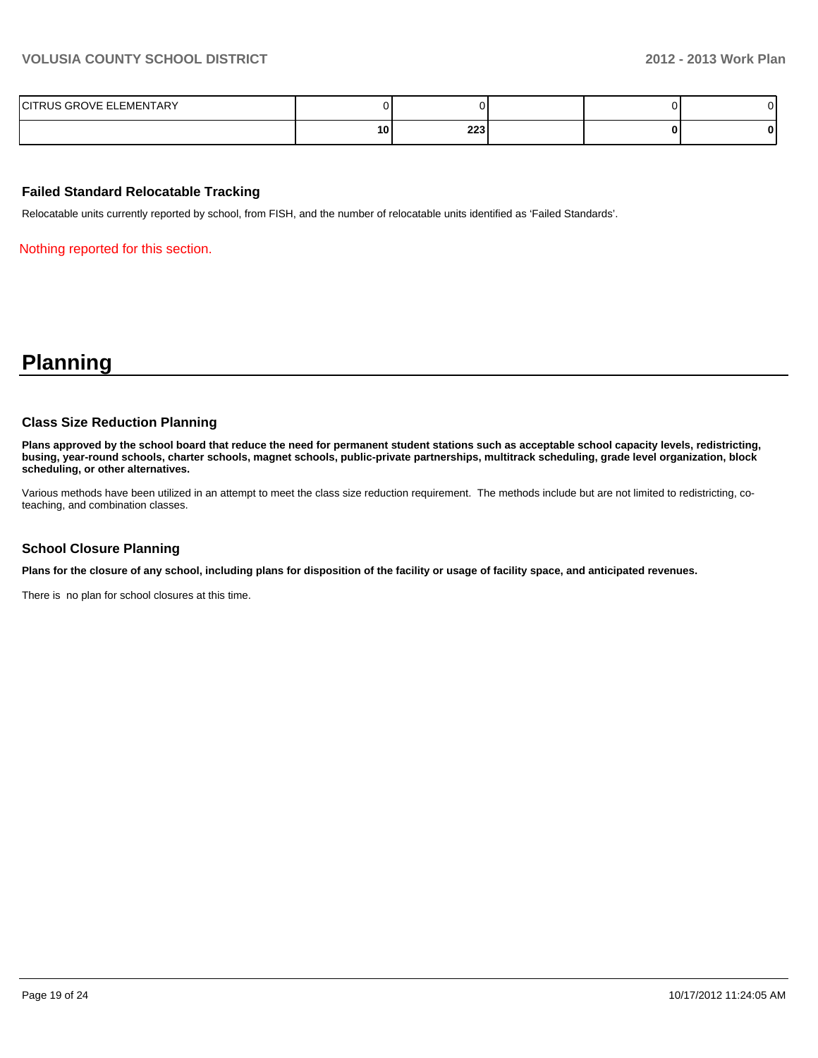| | | | | | |
|---|---|---|---|---|---|
| CITRUS GROVE ELEMENTARY | 0 | 0 | | 0 | 0 |
| | **10** | **223** | | **0** | **0** |

### Failed Standard Relocatable Tracking

Relocatable units currently reported by school, from FISH, and the number of relocatable units identified as 'Failed Standards'.

Nothing reported for this section.

# Planning

### Class Size Reduction Planning

**Plans approved by the school board that reduce the need for permanent student stations such as acceptable school capacity levels, redistricting, busing, year-round schools, charter schools, magnet schools, public-private partnerships, multitrack scheduling, grade level organization, block scheduling, or other alternatives.**

Various methods have been utilized in an attempt to meet the class size reduction requirement. The methods include but are not limited to redistricting, co-teaching, and combination classes.

### School Closure Planning

**Plans for the closure of any school, including plans for disposition of the facility or usage of facility space, and anticipated revenues.**

There is no plan for school closures at this time.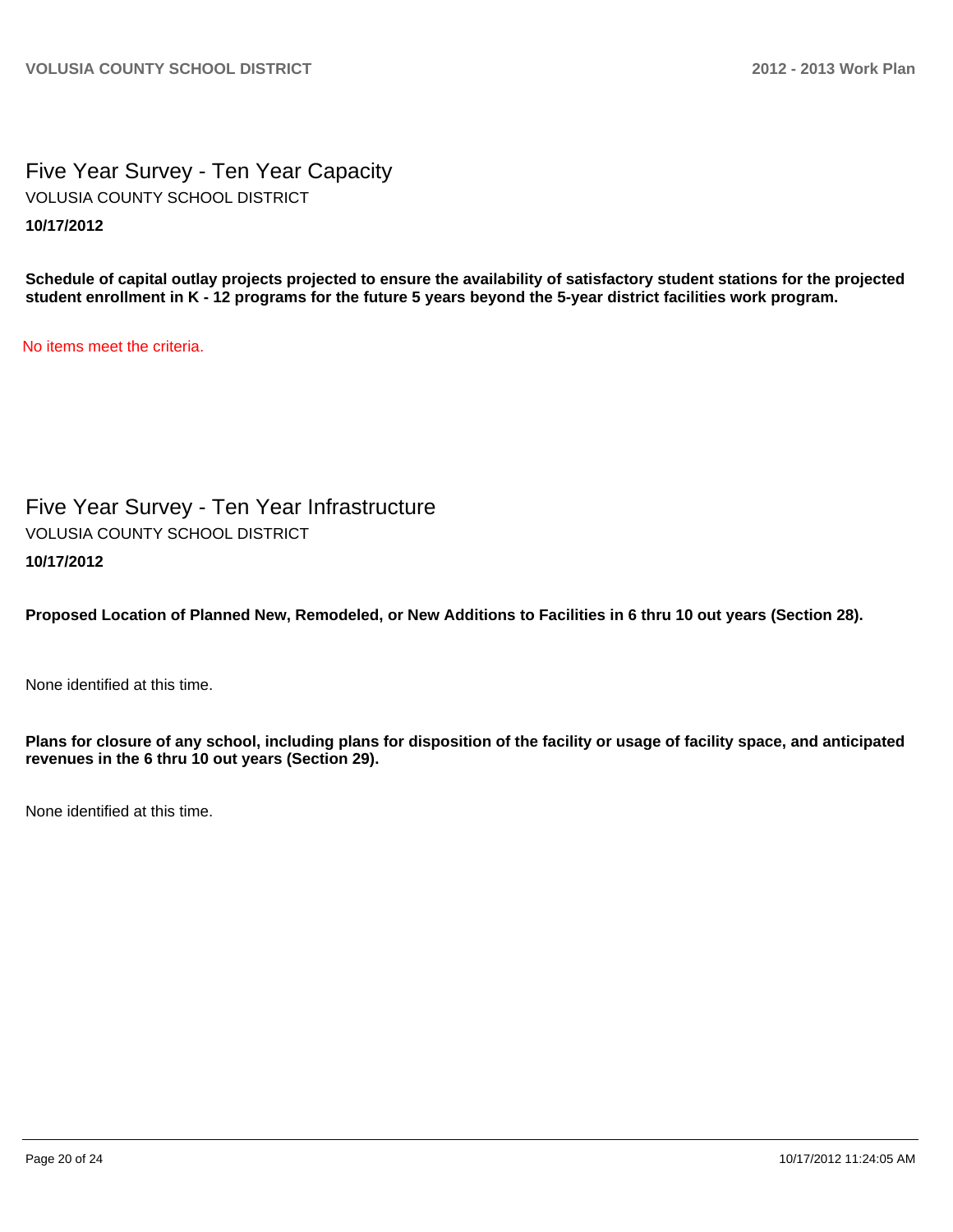# Five Year Survey - Ten Year Capacity

VOLUSIA COUNTY SCHOOL DISTRICT

**10/17/2012**

**Schedule of capital outlay projects projected to ensure the availability of satisfactory student stations for the projected student enrollment in K - 12 programs for the future 5 years beyond the 5-year district facilities work program.**

No items meet the criteria.

# Five Year Survey - Ten Year Infrastructure

VOLUSIA COUNTY SCHOOL DISTRICT

**10/17/2012**

**Proposed Location of Planned New, Remodeled, or New Additions to Facilities in 6 thru 10 out years (Section 28).**

None identified at this time.

**Plans for closure of any school, including plans for disposition of the facility or usage of facility space, and anticipated revenues in the 6 thru 10 out years (Section 29).**

None identified at this time.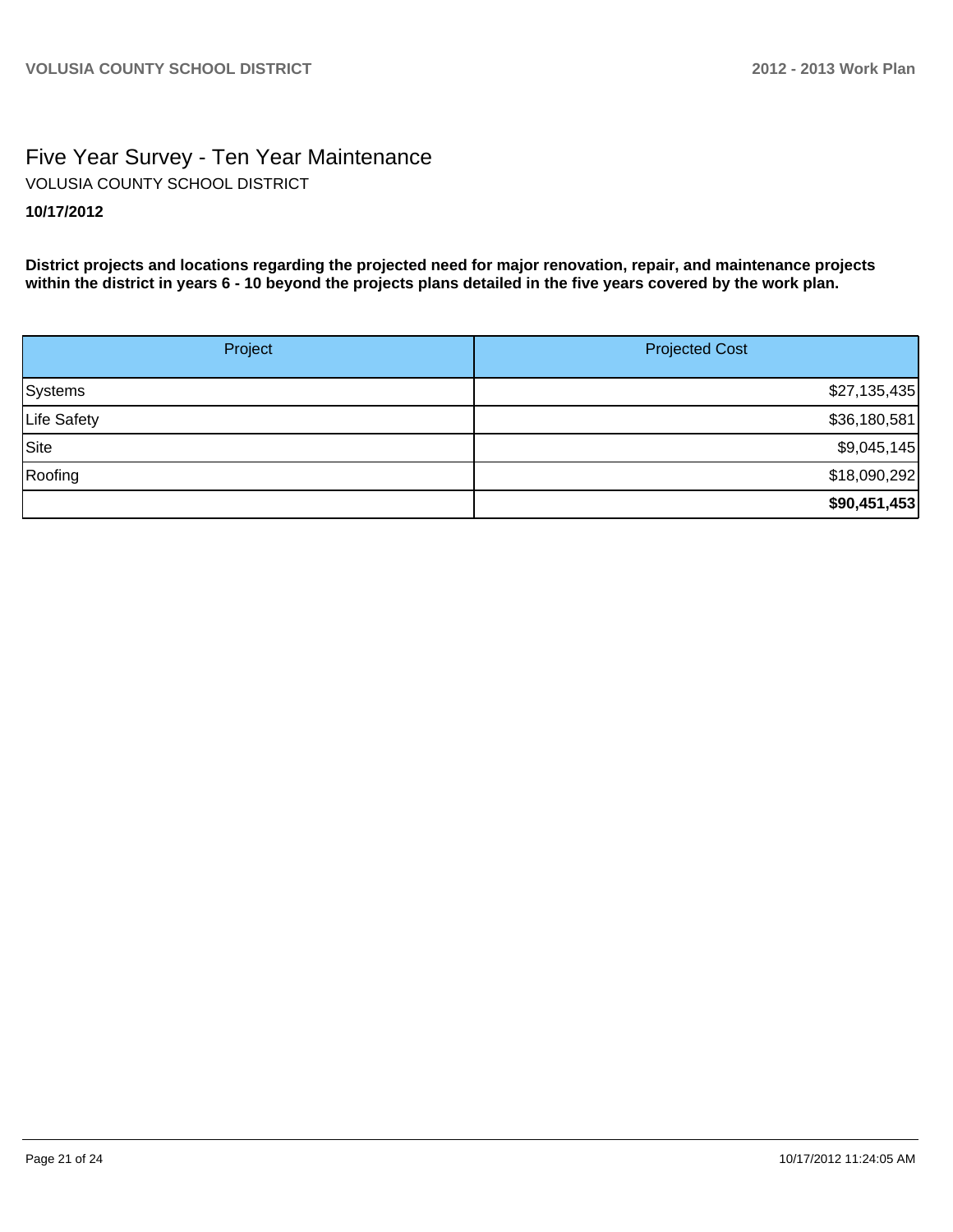# Five Year Survey - Ten Year Maintenance

VOLUSIA COUNTY SCHOOL DISTRICT

**10/17/2012**

**District projects and locations regarding the projected need for major renovation, repair, and maintenance projects within the district in years 6 - 10 beyond the projects plans detailed in the five years covered by the work plan.**

| Project | Projected Cost |
|---|---:|
| Systems | $27,135,435 |
| Life Safety | $36,180,581 |
| Site | $9,045,145 |
| Roofing | $18,090,292 |
| | **$90,451,453** |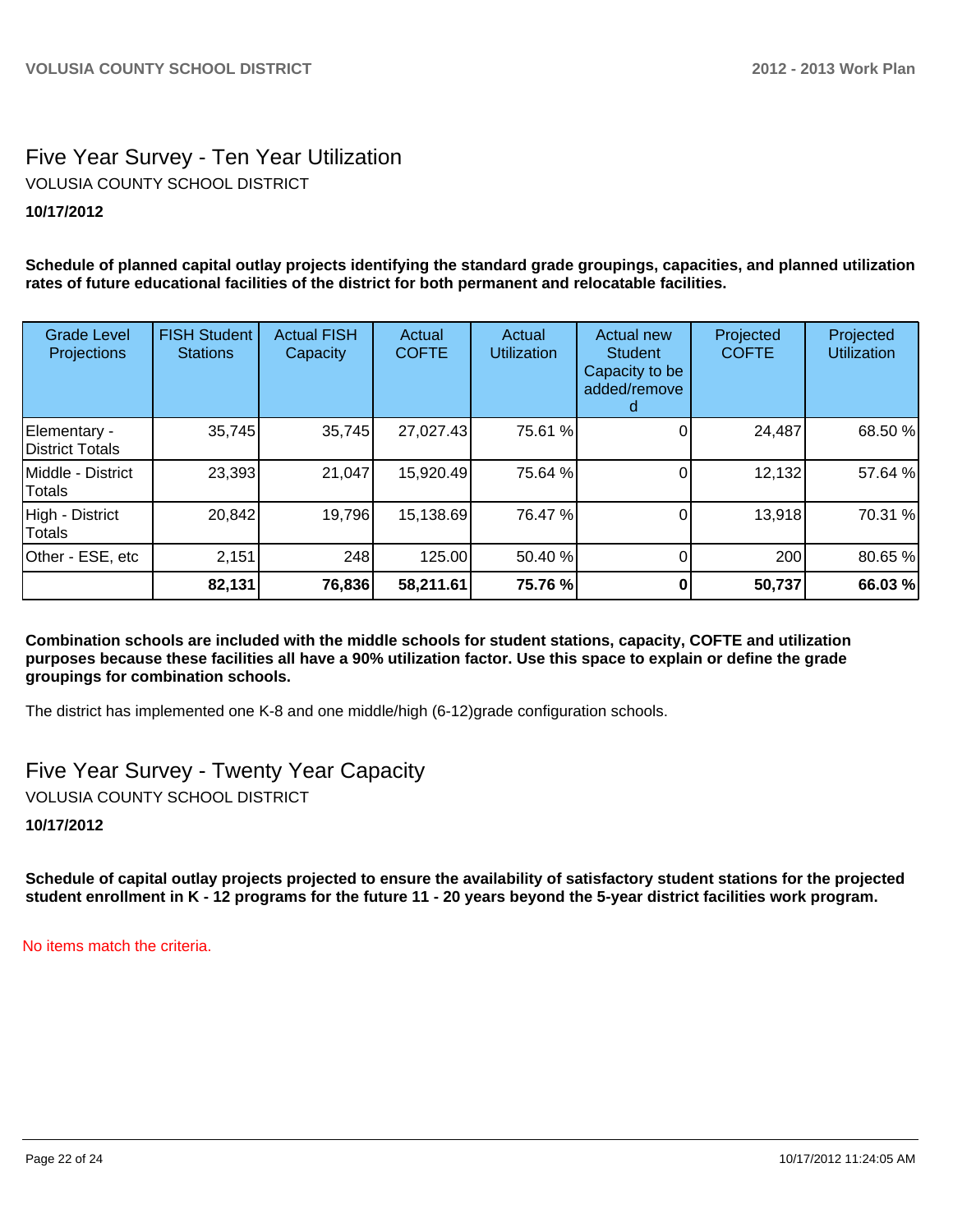## Five Year Survey - Ten Year Utilization

VOLUSIA COUNTY SCHOOL DISTRICT

**10/17/2012**

**Schedule of planned capital outlay projects identifying the standard grade groupings, capacities, and planned utilization rates of future educational facilities of the district for both permanent and relocatable facilities.**

| Grade Level Projections | FISH Student Stations | Actual FISH Capacity | Actual COFTE | Actual Utilization | Actual new Student Capacity to be added/removed | Projected COFTE | Projected Utilization |
|---|---|---|---|---|---|---|---|
| Elementary - District Totals | 35,745 | 35,745 | 27,027.43 | 75.61 % | 0 | 24,487 | 68.50 % |
| Middle - District Totals | 23,393 | 21,047 | 15,920.49 | 75.64 % | 0 | 12,132 | 57.64 % |
| High - District Totals | 20,842 | 19,796 | 15,138.69 | 76.47 % | 0 | 13,918 | 70.31 % |
| Other - ESE, etc | 2,151 | 248 | 125.00 | 50.40 % | 0 | 200 | 80.65 % |
| | **82,131** | **76,836** | **58,211.61** | **75.76 %** | **0** | **50,737** | **66.03 %** |

**Combination schools are included with the middle schools for student stations, capacity, COFTE and utilization purposes because these facilities all have a 90% utilization factor. Use this space to explain or define the grade groupings for combination schools.**

The district has implemented one K-8 and one middle/high (6-12)grade configuration schools.

## Five Year Survey - Twenty Year Capacity

VOLUSIA COUNTY SCHOOL DISTRICT

**10/17/2012**

**Schedule of capital outlay projects projected to ensure the availability of satisfactory student stations for the projected student enrollment in K - 12 programs for the future 11 - 20 years beyond the 5-year district facilities work program.**

No items match the criteria.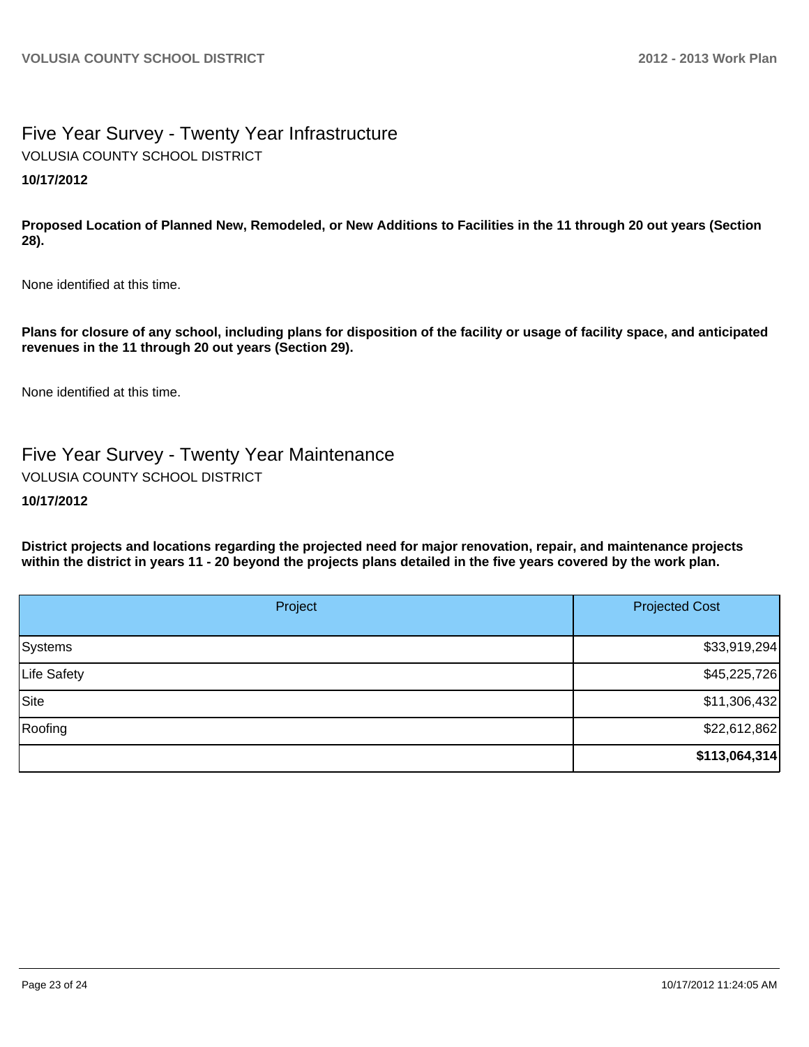## Five Year Survey - Twenty Year Infrastructure

VOLUSIA COUNTY SCHOOL DISTRICT

**10/17/2012**

**Proposed Location of Planned New, Remodeled, or New Additions to Facilities in the 11 through 20 out years (Section 28).**

None identified at this time.

**Plans for closure of any school, including plans for disposition of the facility or usage of facility space, and anticipated revenues in the 11 through 20 out years (Section 29).**

None identified at this time.

## Five Year Survey - Twenty Year Maintenance

VOLUSIA COUNTY SCHOOL DISTRICT

**10/17/2012**

**District projects and locations regarding the projected need for major renovation, repair, and maintenance projects within the district in years 11 - 20 beyond the projects plans detailed in the five years covered by the work plan.**

| Project | Projected Cost |
|---|---|
| Systems | $33,919,294 |
| Life Safety | $45,225,726 |
| Site | $11,306,432 |
| Roofing | $22,612,862 |
| | **$113,064,314** |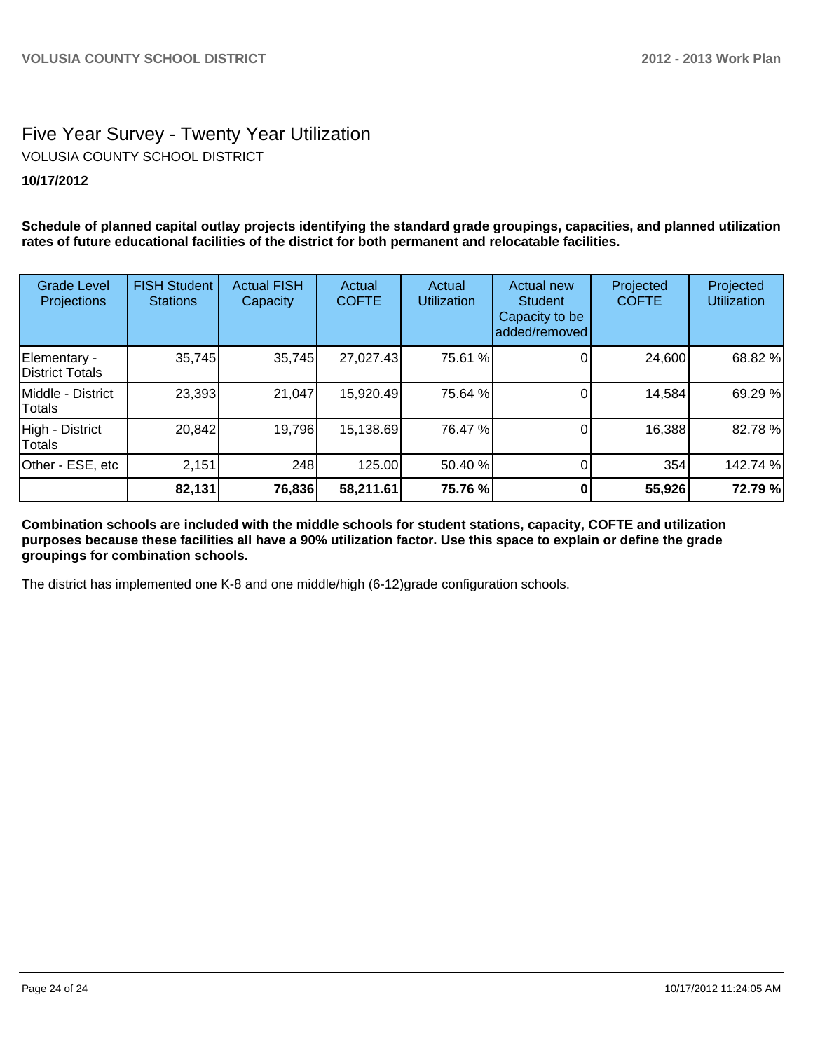# Five Year Survey - Twenty Year Utilization

VOLUSIA COUNTY SCHOOL DISTRICT

**10/17/2012**

**Schedule of planned capital outlay projects identifying the standard grade groupings, capacities, and planned utilization rates of future educational facilities of the district for both permanent and relocatable facilities.**

| Grade Level Projections | FISH Student Stations | Actual FISH Capacity | Actual COFTE | Actual Utilization | Actual new Student Capacity to be added/removed | Projected COFTE | Projected Utilization |
|---|---|---|---|---|---|---|---|
| Elementary - District Totals | 35,745 | 35,745 | 27,027.43 | 75.61 % | 0 | 24,600 | 68.82 % |
| Middle - District Totals | 23,393 | 21,047 | 15,920.49 | 75.64 % | 0 | 14,584 | 69.29 % |
| High - District Totals | 20,842 | 19,796 | 15,138.69 | 76.47 % | 0 | 16,388 | 82.78 % |
| Other - ESE, etc | 2,151 | 248 | 125.00 | 50.40 % | 0 | 354 | 142.74 % |
| | **82,131** | **76,836** | **58,211.61** | **75.76 %** | **0** | **55,926** | **72.79 %** |

**Combination schools are included with the middle schools for student stations, capacity, COFTE and utilization purposes because these facilities all have a 90% utilization factor. Use this space to explain or define the grade groupings for combination schools.**

The district has implemented one K-8 and one middle/high (6-12)grade configuration schools.